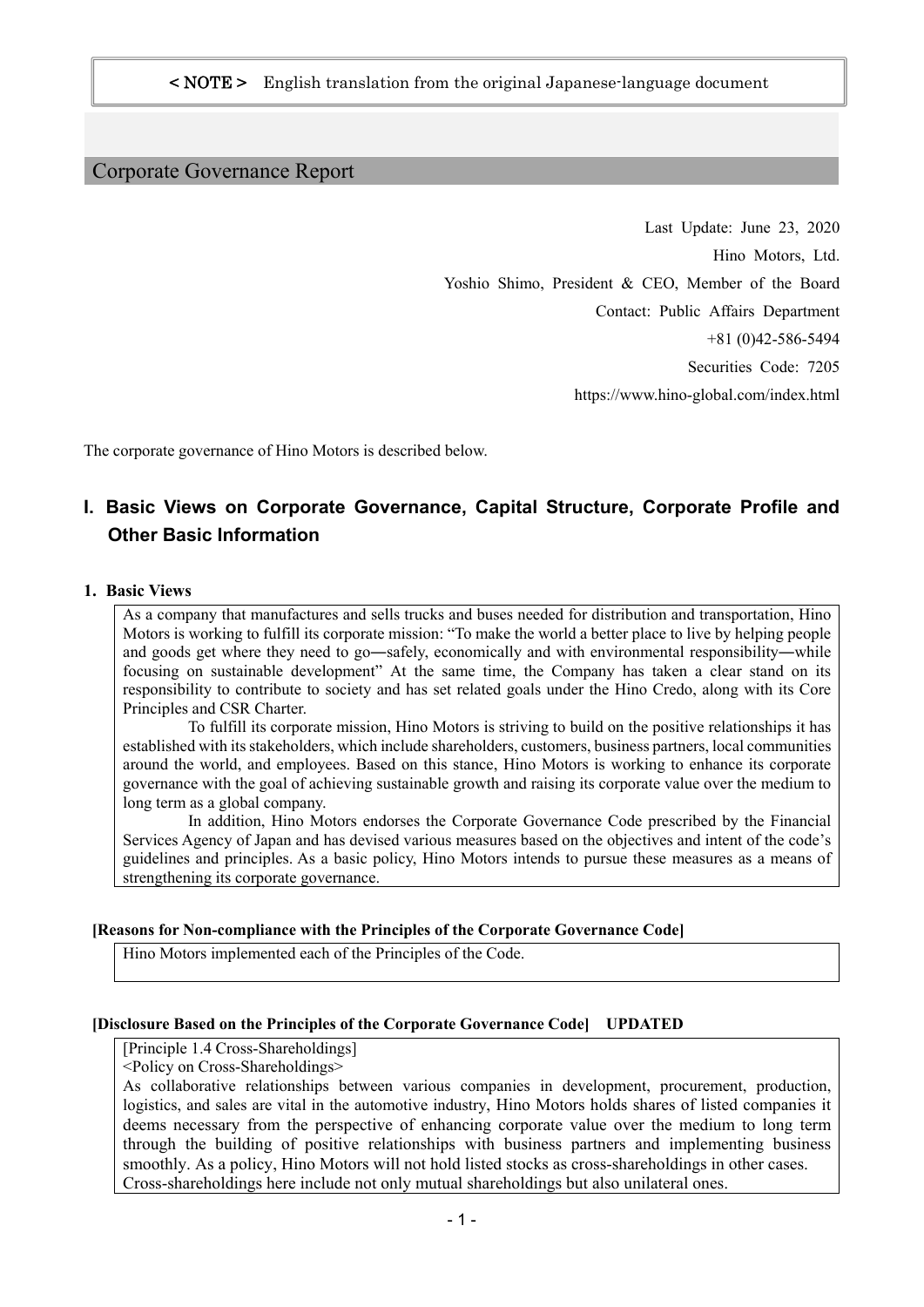< NOTE > English translation from the original Japanese-language document

# Corporate Governance Report

Last Update: June 23, 2020
Hino Motors, Ltd.
Yoshio Shimo, President & CEO, Member of the Board
Contact: Public Affairs Department
+81 (0)42-586-5494
Securities Code: 7205
https://www.hino-global.com/index.html

The corporate governance of Hino Motors is described below.

## I. Basic Views on Corporate Governance, Capital Structure, Corporate Profile and Other Basic Information

### 1. Basic Views

As a company that manufactures and sells trucks and buses needed for distribution and transportation, Hino Motors is working to fulfill its corporate mission: "To make the world a better place to live by helping people and goods get where they need to go―safely, economically and with environmental responsibility―while focusing on sustainable development" At the same time, the Company has taken a clear stand on its responsibility to contribute to society and has set related goals under the Hino Credo, along with its Core Principles and CSR Charter.

To fulfill its corporate mission, Hino Motors is striving to build on the positive relationships it has established with its stakeholders, which include shareholders, customers, business partners, local communities around the world, and employees. Based on this stance, Hino Motors is working to enhance its corporate governance with the goal of achieving sustainable growth and raising its corporate value over the medium to long term as a global company.

In addition, Hino Motors endorses the Corporate Governance Code prescribed by the Financial Services Agency of Japan and has devised various measures based on the objectives and intent of the code's guidelines and principles. As a basic policy, Hino Motors intends to pursue these measures as a means of strengthening its corporate governance.

**[Reasons for Non-compliance with the Principles of the Corporate Governance Code]**

Hino Motors implemented each of the Principles of the Code.

**[Disclosure Based on the Principles of the Corporate Governance Code] UPDATED**

[Principle 1.4 Cross-Shareholdings]

<Policy on Cross-Shareholdings>

As collaborative relationships between various companies in development, procurement, production, logistics, and sales are vital in the automotive industry, Hino Motors holds shares of listed companies it deems necessary from the perspective of enhancing corporate value over the medium to long term through the building of positive relationships with business partners and implementing business smoothly. As a policy, Hino Motors will not hold listed stocks as cross-shareholdings in other cases. Cross-shareholdings here include not only mutual shareholdings but also unilateral ones.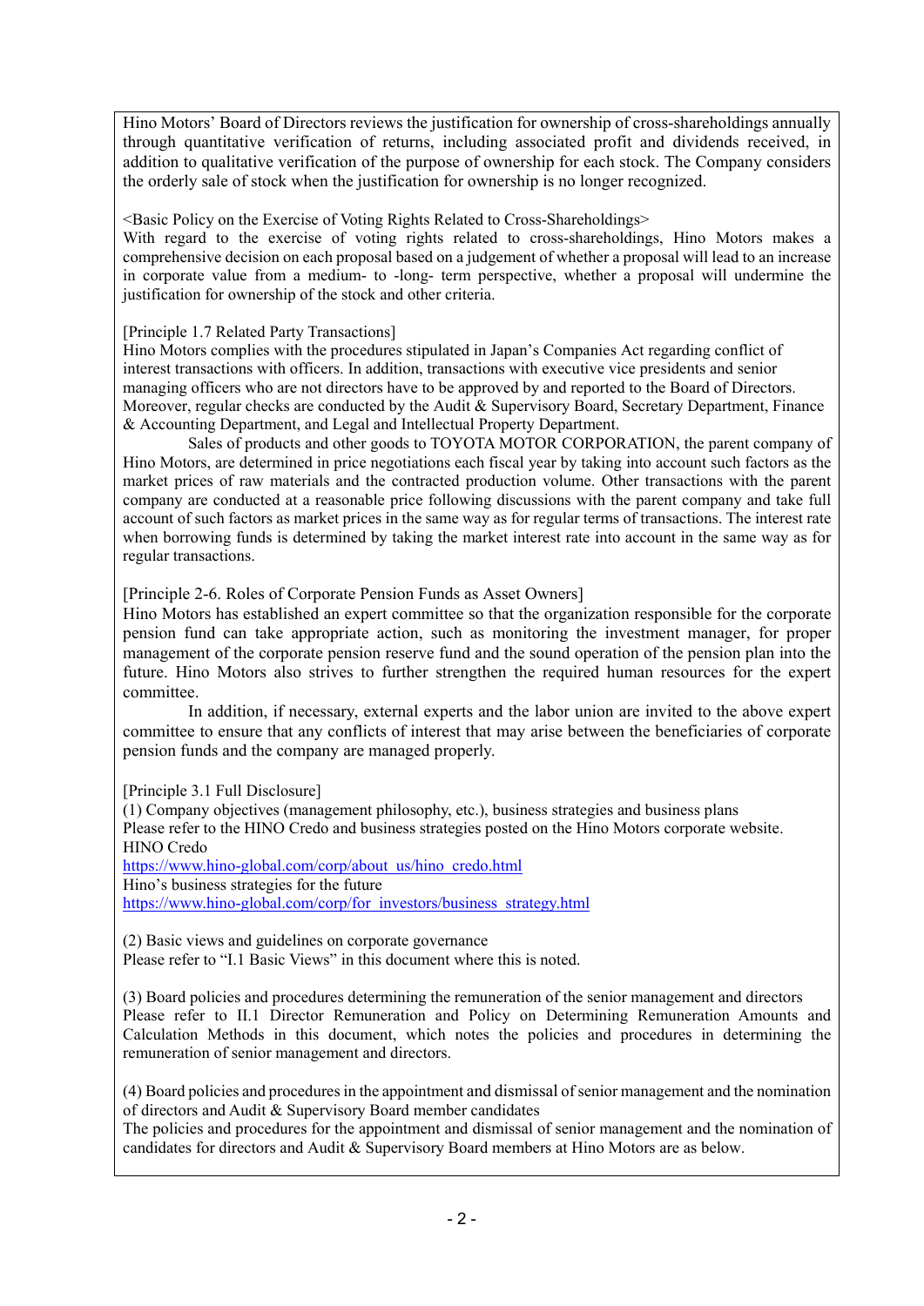Hino Motors' Board of Directors reviews the justification for ownership of cross-shareholdings annually through quantitative verification of returns, including associated profit and dividends received, in addition to qualitative verification of the purpose of ownership for each stock. The Company considers the orderly sale of stock when the justification for ownership is no longer recognized.

<Basic Policy on the Exercise of Voting Rights Related to Cross-Shareholdings>
With regard to the exercise of voting rights related to cross-shareholdings, Hino Motors makes a comprehensive decision on each proposal based on a judgement of whether a proposal will lead to an increase in corporate value from a medium- to -long- term perspective, whether a proposal will undermine the justification for ownership of the stock and other criteria.

[Principle 1.7 Related Party Transactions]
Hino Motors complies with the procedures stipulated in Japan's Companies Act regarding conflict of interest transactions with officers. In addition, transactions with executive vice presidents and senior managing officers who are not directors have to be approved by and reported to the Board of Directors. Moreover, regular checks are conducted by the Audit & Supervisory Board, Secretary Department, Finance & Accounting Department, and Legal and Intellectual Property Department.

Sales of products and other goods to TOYOTA MOTOR CORPORATION, the parent company of Hino Motors, are determined in price negotiations each fiscal year by taking into account such factors as the market prices of raw materials and the contracted production volume. Other transactions with the parent company are conducted at a reasonable price following discussions with the parent company and take full account of such factors as market prices in the same way as for regular terms of transactions. The interest rate when borrowing funds is determined by taking the market interest rate into account in the same way as for regular transactions.

[Principle 2-6. Roles of Corporate Pension Funds as Asset Owners]
Hino Motors has established an expert committee so that the organization responsible for the corporate pension fund can take appropriate action, such as monitoring the investment manager, for proper management of the corporate pension reserve fund and the sound operation of the pension plan into the future. Hino Motors also strives to further strengthen the required human resources for the expert committee.

In addition, if necessary, external experts and the labor union are invited to the above expert committee to ensure that any conflicts of interest that may arise between the beneficiaries of corporate pension funds and the company are managed properly.

[Principle 3.1 Full Disclosure]
(1) Company objectives (management philosophy, etc.), business strategies and business plans
Please refer to the HINO Credo and business strategies posted on the Hino Motors corporate website.
HINO Credo
https://www.hino-global.com/corp/about_us/hino_credo.html
Hino's business strategies for the future
https://www.hino-global.com/corp/for_investors/business_strategy.html

(2) Basic views and guidelines on corporate governance
Please refer to "I.1 Basic Views" in this document where this is noted.

(3) Board policies and procedures determining the remuneration of the senior management and directors
Please refer to II.1 Director Remuneration and Policy on Determining Remuneration Amounts and Calculation Methods in this document, which notes the policies and procedures in determining the remuneration of senior management and directors.

(4) Board policies and procedures in the appointment and dismissal of senior management and the nomination of directors and Audit & Supervisory Board member candidates
The policies and procedures for the appointment and dismissal of senior management and the nomination of candidates for directors and Audit & Supervisory Board members at Hino Motors are as below.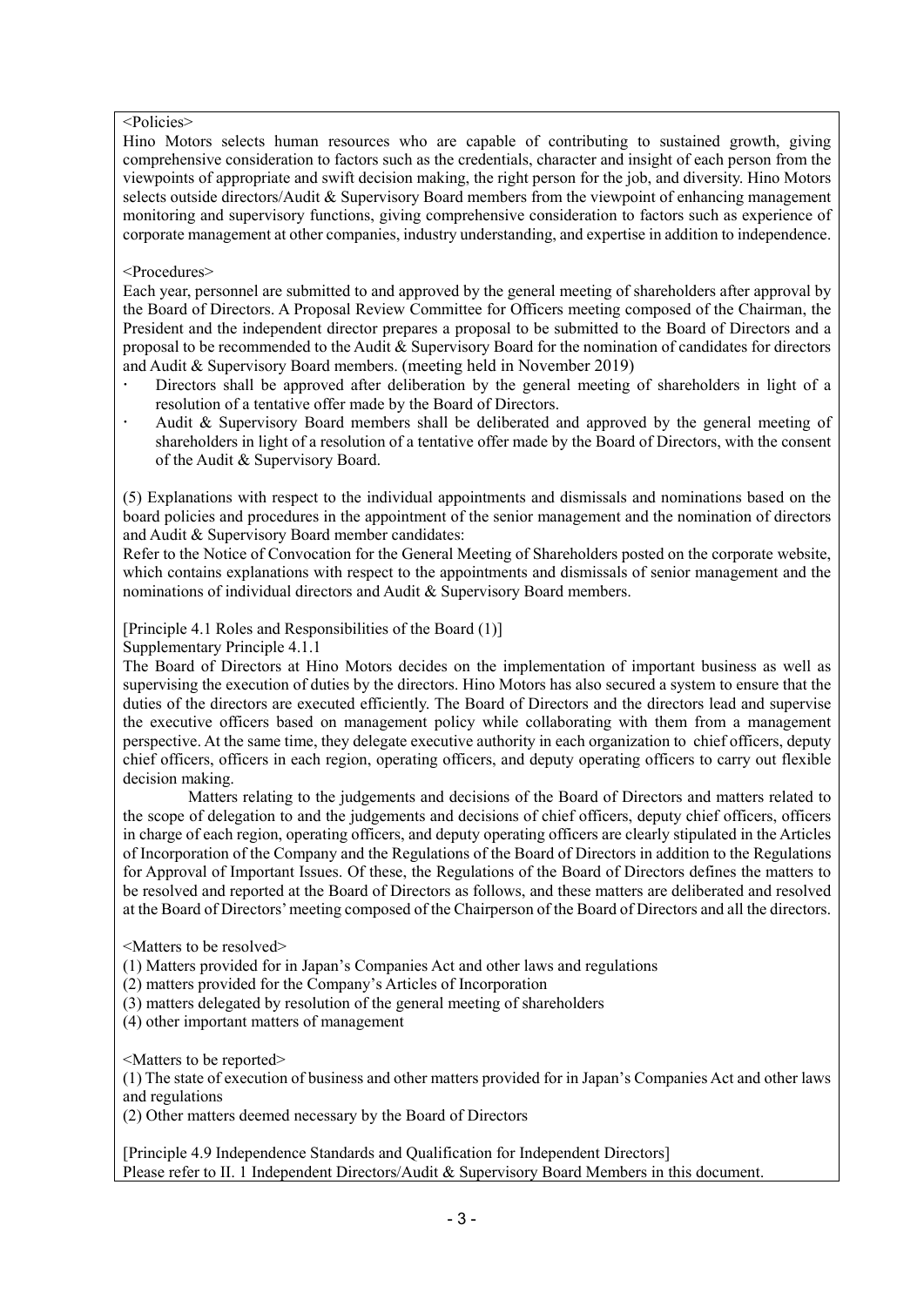<Policies>

Hino Motors selects human resources who are capable of contributing to sustained growth, giving comprehensive consideration to factors such as the credentials, character and insight of each person from the viewpoints of appropriate and swift decision making, the right person for the job, and diversity. Hino Motors selects outside directors/Audit & Supervisory Board members from the viewpoint of enhancing management monitoring and supervisory functions, giving comprehensive consideration to factors such as experience of corporate management at other companies, industry understanding, and expertise in addition to independence.

<Procedures>

Each year, personnel are submitted to and approved by the general meeting of shareholders after approval by the Board of Directors. A Proposal Review Committee for Officers meeting composed of the Chairman, the President and the independent director prepares a proposal to be submitted to the Board of Directors and a proposal to be recommended to the Audit & Supervisory Board for the nomination of candidates for directors and Audit & Supervisory Board members. (meeting held in November 2019)

- Directors shall be approved after deliberation by the general meeting of shareholders in light of a resolution of a tentative offer made by the Board of Directors.
- Audit & Supervisory Board members shall be deliberated and approved by the general meeting of shareholders in light of a resolution of a tentative offer made by the Board of Directors, with the consent of the Audit & Supervisory Board.

(5) Explanations with respect to the individual appointments and dismissals and nominations based on the board policies and procedures in the appointment of the senior management and the nomination of directors and Audit & Supervisory Board member candidates:

Refer to the Notice of Convocation for the General Meeting of Shareholders posted on the corporate website, which contains explanations with respect to the appointments and dismissals of senior management and the nominations of individual directors and Audit & Supervisory Board members.

[Principle 4.1 Roles and Responsibilities of the Board (1)]

Supplementary Principle 4.1.1

The Board of Directors at Hino Motors decides on the implementation of important business as well as supervising the execution of duties by the directors. Hino Motors has also secured a system to ensure that the duties of the directors are executed efficiently. The Board of Directors and the directors lead and supervise the executive officers based on management policy while collaborating with them from a management perspective. At the same time, they delegate executive authority in each organization to chief officers, deputy chief officers, officers in each region, operating officers, and deputy operating officers to carry out flexible decision making.

Matters relating to the judgements and decisions of the Board of Directors and matters related to the scope of delegation to and the judgements and decisions of chief officers, deputy chief officers, officers in charge of each region, operating officers, and deputy operating officers are clearly stipulated in the Articles of Incorporation of the Company and the Regulations of the Board of Directors in addition to the Regulations for Approval of Important Issues. Of these, the Regulations of the Board of Directors defines the matters to be resolved and reported at the Board of Directors as follows, and these matters are deliberated and resolved at the Board of Directors' meeting composed of the Chairperson of the Board of Directors and all the directors.

<Matters to be resolved>

(1) Matters provided for in Japan's Companies Act and other laws and regulations
(2) matters provided for the Company's Articles of Incorporation
(3) matters delegated by resolution of the general meeting of shareholders
(4) other important matters of management

<Matters to be reported>

(1) The state of execution of business and other matters provided for in Japan's Companies Act and other laws and regulations
(2) Other matters deemed necessary by the Board of Directors

[Principle 4.9 Independence Standards and Qualification for Independent Directors]

Please refer to II. 1 Independent Directors/Audit & Supervisory Board Members in this document.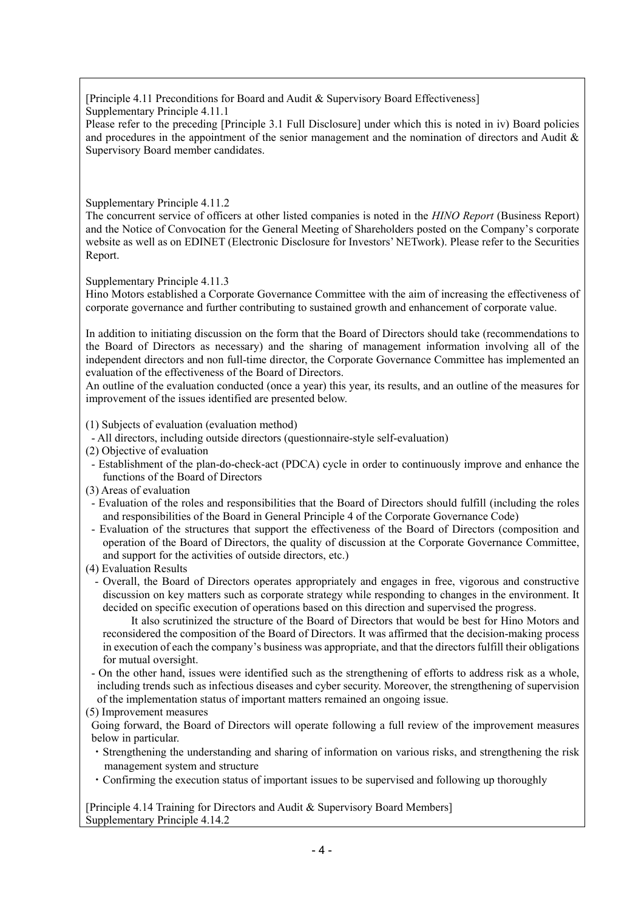[Principle 4.11 Preconditions for Board and Audit & Supervisory Board Effectiveness]
Supplementary Principle 4.11.1
Please refer to the preceding [Principle 3.1 Full Disclosure] under which this is noted in iv) Board policies and procedures in the appointment of the senior management and the nomination of directors and Audit & Supervisory Board member candidates.

Supplementary Principle 4.11.2
The concurrent service of officers at other listed companies is noted in the *HINO Report* (Business Report) and the Notice of Convocation for the General Meeting of Shareholders posted on the Company's corporate website as well as on EDINET (Electronic Disclosure for Investors' NETwork). Please refer to the Securities Report.

Supplementary Principle 4.11.3
Hino Motors established a Corporate Governance Committee with the aim of increasing the effectiveness of corporate governance and further contributing to sustained growth and enhancement of corporate value.

In addition to initiating discussion on the form that the Board of Directors should take (recommendations to the Board of Directors as necessary) and the sharing of management information involving all of the independent directors and non full-time director, the Corporate Governance Committee has implemented an evaluation of the effectiveness of the Board of Directors.
An outline of the evaluation conducted (once a year) this year, its results, and an outline of the measures for improvement of the issues identified are presented below.

(1) Subjects of evaluation (evaluation method)
- All directors, including outside directors (questionnaire-style self-evaluation)

(2) Objective of evaluation
- Establishment of the plan-do-check-act (PDCA) cycle in order to continuously improve and enhance the functions of the Board of Directors

(3) Areas of evaluation
- Evaluation of the roles and responsibilities that the Board of Directors should fulfill (including the roles and responsibilities of the Board in General Principle 4 of the Corporate Governance Code)
- Evaluation of the structures that support the effectiveness of the Board of Directors (composition and operation of the Board of Directors, the quality of discussion at the Corporate Governance Committee, and support for the activities of outside directors, etc.)

(4) Evaluation Results
- Overall, the Board of Directors operates appropriately and engages in free, vigorous and constructive discussion on key matters such as corporate strategy while responding to changes in the environment. It decided on specific execution of operations based on this direction and supervised the progress.
  It also scrutinized the structure of the Board of Directors that would be best for Hino Motors and reconsidered the composition of the Board of Directors. It was affirmed that the decision-making process in execution of each the company's business was appropriate, and that the directors fulfill their obligations for mutual oversight.
- On the other hand, issues were identified such as the strengthening of efforts to address risk as a whole, including trends such as infectious diseases and cyber security. Moreover, the strengthening of supervision of the implementation status of important matters remained an ongoing issue.

(5) Improvement measures
Going forward, the Board of Directors will operate following a full review of the improvement measures below in particular.
・Strengthening the understanding and sharing of information on various risks, and strengthening the risk management system and structure
・Confirming the execution status of important issues to be supervised and following up thoroughly

[Principle 4.14 Training for Directors and Audit & Supervisory Board Members]
Supplementary Principle 4.14.2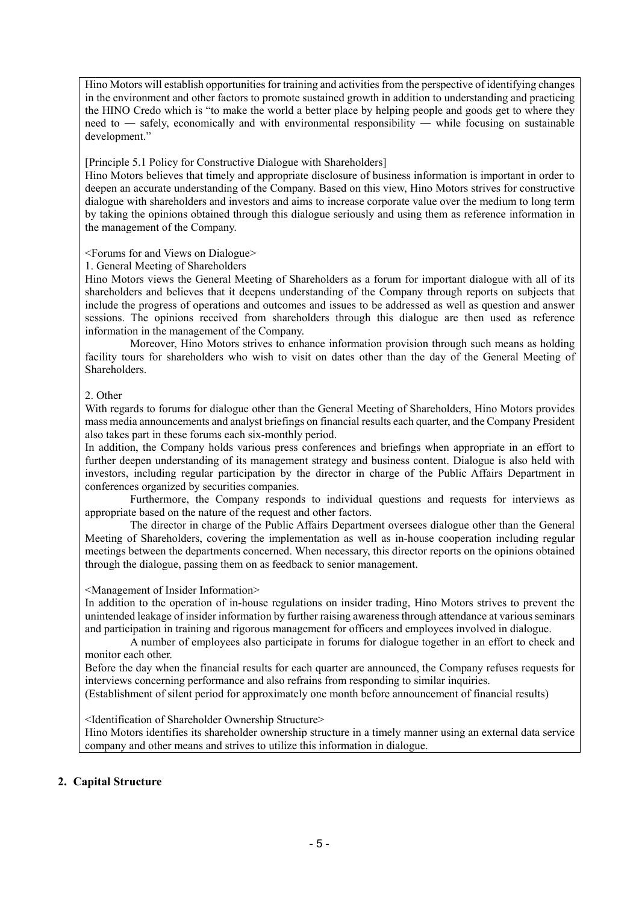Hino Motors will establish opportunities for training and activities from the perspective of identifying changes in the environment and other factors to promote sustained growth in addition to understanding and practicing the HINO Credo which is "to make the world a better place by helping people and goods get to where they need to ― safely, economically and with environmental responsibility ― while focusing on sustainable development."

[Principle 5.1 Policy for Constructive Dialogue with Shareholders]

Hino Motors believes that timely and appropriate disclosure of business information is important in order to deepen an accurate understanding of the Company. Based on this view, Hino Motors strives for constructive dialogue with shareholders and investors and aims to increase corporate value over the medium to long term by taking the opinions obtained through this dialogue seriously and using them as reference information in the management of the Company.

<Forums for and Views on Dialogue>

1. General Meeting of Shareholders

Hino Motors views the General Meeting of Shareholders as a forum for important dialogue with all of its shareholders and believes that it deepens understanding of the Company through reports on subjects that include the progress of operations and outcomes and issues to be addressed as well as question and answer sessions. The opinions received from shareholders through this dialogue are then used as reference information in the management of the Company.

Moreover, Hino Motors strives to enhance information provision through such means as holding facility tours for shareholders who wish to visit on dates other than the day of the General Meeting of Shareholders.

2. Other

With regards to forums for dialogue other than the General Meeting of Shareholders, Hino Motors provides mass media announcements and analyst briefings on financial results each quarter, and the Company President also takes part in these forums each six-monthly period.

In addition, the Company holds various press conferences and briefings when appropriate in an effort to further deepen understanding of its management strategy and business content. Dialogue is also held with investors, including regular participation by the director in charge of the Public Affairs Department in conferences organized by securities companies.

Furthermore, the Company responds to individual questions and requests for interviews as appropriate based on the nature of the request and other factors.

The director in charge of the Public Affairs Department oversees dialogue other than the General Meeting of Shareholders, covering the implementation as well as in-house cooperation including regular meetings between the departments concerned. When necessary, this director reports on the opinions obtained through the dialogue, passing them on as feedback to senior management.

<Management of Insider Information>

In addition to the operation of in-house regulations on insider trading, Hino Motors strives to prevent the unintended leakage of insider information by further raising awareness through attendance at various seminars and participation in training and rigorous management for officers and employees involved in dialogue.

A number of employees also participate in forums for dialogue together in an effort to check and monitor each other.

Before the day when the financial results for each quarter are announced, the Company refuses requests for interviews concerning performance and also refrains from responding to similar inquiries.

(Establishment of silent period for approximately one month before announcement of financial results)

<Identification of Shareholder Ownership Structure>

Hino Motors identifies its shareholder ownership structure in a timely manner using an external data service company and other means and strives to utilize this information in dialogue.

## 2. Capital Structure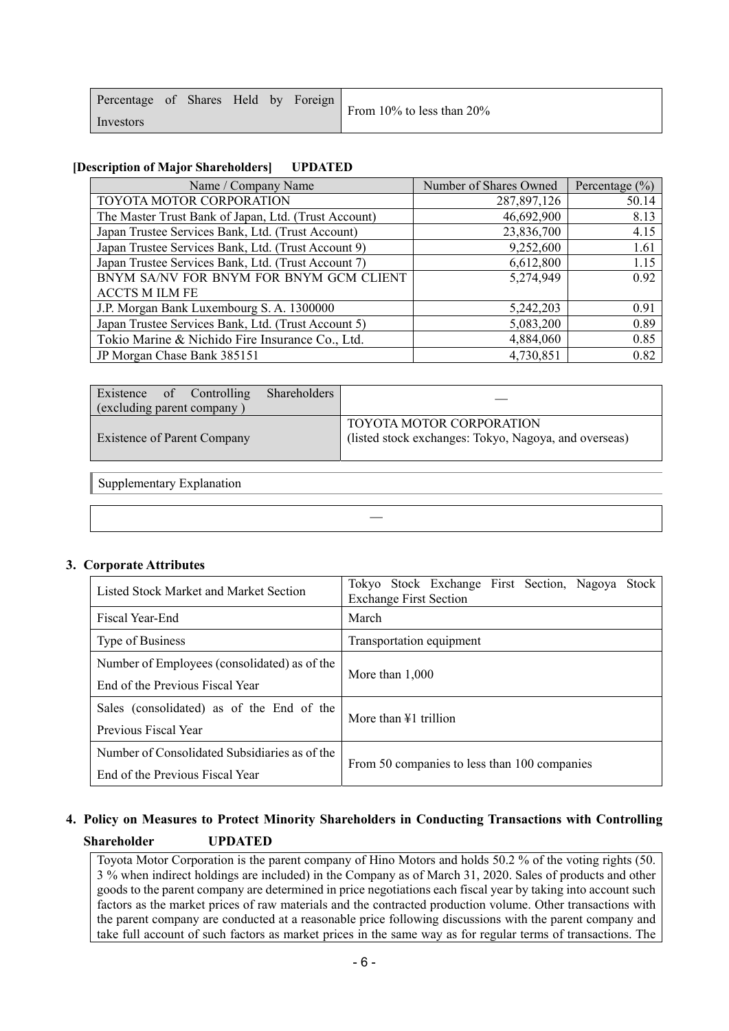| Percentage of Shares Held by Foreign Investors | From 10% to less than 20% |
|---|---|

**[Description of Major Shareholders]　UPDATED**

| Name / Company Name | Number of Shares Owned | Percentage (%) |
|---|---|---|
| TOYOTA MOTOR CORPORATION | 287,897,126 | 50.14 |
| The Master Trust Bank of Japan, Ltd. (Trust Account) | 46,692,900 | 8.13 |
| Japan Trustee Services Bank, Ltd. (Trust Account) | 23,836,700 | 4.15 |
| Japan Trustee Services Bank, Ltd. (Trust Account 9) | 9,252,600 | 1.61 |
| Japan Trustee Services Bank, Ltd. (Trust Account 7) | 6,612,800 | 1.15 |
| BNYM SA/NV FOR BNYM FOR BNYM GCM CLIENT ACCTS M ILM FE | 5,274,949 | 0.92 |
| J.P. Morgan Bank Luxembourg S. A. 1300000 | 5,242,203 | 0.91 |
| Japan Trustee Services Bank, Ltd. (Trust Account 5) | 5,083,200 | 0.89 |
| Tokio Marine & Nichido Fire Insurance Co., Ltd. | 4,884,060 | 0.85 |
| JP Morgan Chase Bank 385151 | 4,730,851 | 0.82 |

| Existence of Controlling Shareholders (excluding parent company ) | — |
|---|---|
| Existence of Parent Company | TOYOTA MOTOR CORPORATION (listed stock exchanges: Tokyo, Nagoya, and overseas) |

Supplementary Explanation

—

## 3. Corporate Attributes

| Listed Stock Market and Market Section | Tokyo Stock Exchange First Section, Nagoya Stock Exchange First Section |
|---|---|
| Fiscal Year-End | March |
| Type of Business | Transportation equipment |
| Number of Employees (consolidated) as of the End of the Previous Fiscal Year | More than 1,000 |
| Sales (consolidated) as of the End of the Previous Fiscal Year | More than ¥1 trillion |
| Number of Consolidated Subsidiaries as of the End of the Previous Fiscal Year | From 50 companies to less than 100 companies |

## 4. Policy on Measures to Protect Minority Shareholders in Conducting Transactions with Controlling Shareholder　UPDATED

Toyota Motor Corporation is the parent company of Hino Motors and holds 50.2 % of the voting rights (50.3 % when indirect holdings are included) in the Company as of March 31, 2020. Sales of products and other goods to the parent company are determined in price negotiations each fiscal year by taking into account such factors as the market prices of raw materials and the contracted production volume. Other transactions with the parent company are conducted at a reasonable price following discussions with the parent company and take full account of such factors as market prices in the same way as for regular terms of transactions. The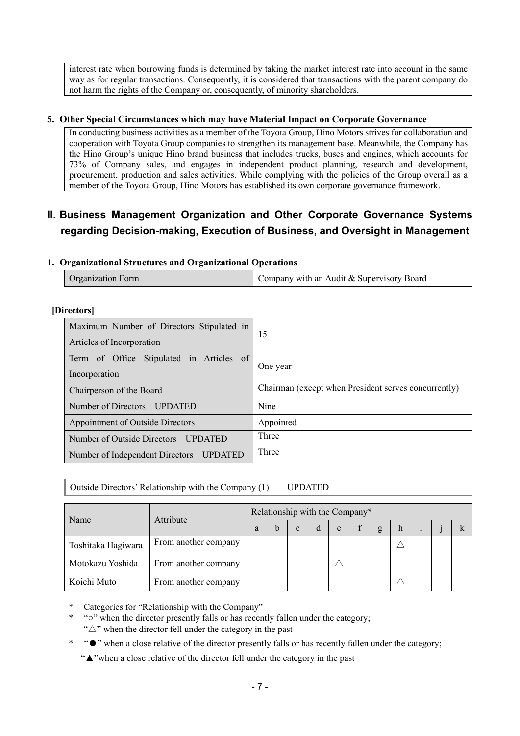interest rate when borrowing funds is determined by taking the market interest rate into account in the same way as for regular transactions. Consequently, it is considered that transactions with the parent company do not harm the rights of the Company or, consequently, of minority shareholders.

### 5. Other Special Circumstances which may have Material Impact on Corporate Governance

In conducting business activities as a member of the Toyota Group, Hino Motors strives for collaboration and cooperation with Toyota Group companies to strengthen its management base. Meanwhile, the Company has the Hino Group's unique Hino brand business that includes trucks, buses and engines, which accounts for 73% of Company sales, and engages in independent product planning, research and development, procurement, production and sales activities. While complying with the policies of the Group overall as a member of the Toyota Group, Hino Motors has established its own corporate governance framework.

## II. Business Management Organization and Other Corporate Governance Systems regarding Decision-making, Execution of Business, and Oversight in Management

### 1. Organizational Structures and Organizational Operations

| Organization Form | Company with an Audit & Supervisory Board |
|---|---|

**[Directors]**

| Maximum Number of Directors Stipulated in Articles of Incorporation | 15 |
|---|---|
| Term of Office Stipulated in Articles of Incorporation | One year |
| Chairperson of the Board | Chairman (except when President serves concurrently) |
| Number of Directors UPDATED | Nine |
| Appointment of Outside Directors | Appointed |
| Number of Outside Directors UPDATED | Three |
| Number of Independent Directors UPDATED | Three |

Outside Directors' Relationship with the Company (1) UPDATED

| Name | Attribute | Relationship with the Company* | | | | | | | | | | |
|---|---|---|---|---|---|---|---|---|---|---|---|---|
| | | a | b | c | d | e | f | g | h | i | j | k |
| Toshitaka Hagiwara | From another company | | | | | | | | △ | | | |
| Motokazu Yoshida | From another company | | | | | △ | | | | | | |
| Koichi Muto | From another company | | | | | | | | △ | | | |

\* Categories for "Relationship with the Company"

\* "○" when the director presently falls or has recently fallen under the category;
"△" when the director fell under the category in the past

\* "●" when a close relative of the director presently falls or has recently fallen under the category;
"▲" when a close relative of the director fell under the category in the past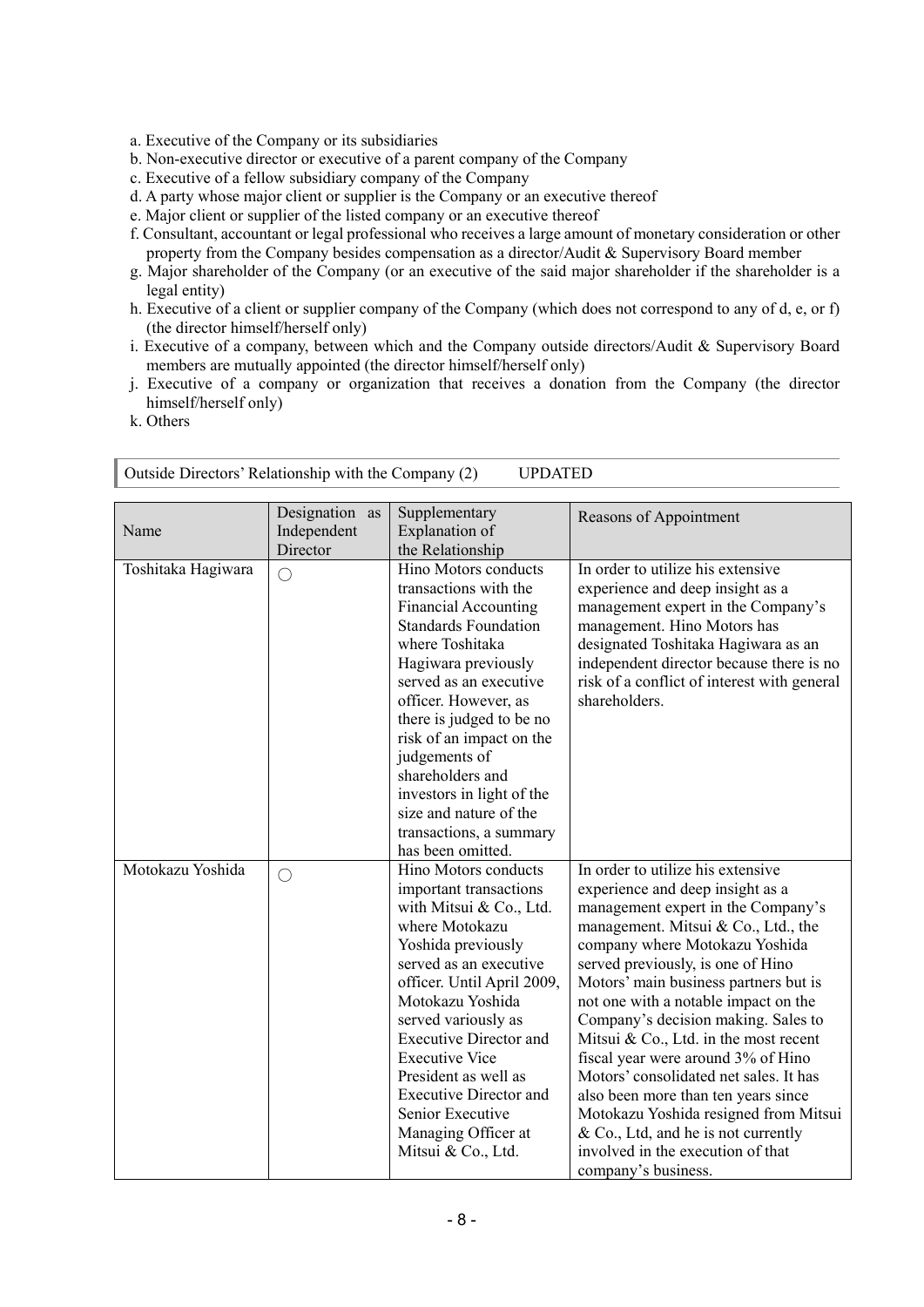a. Executive of the Company or its subsidiaries
b. Non-executive director or executive of a parent company of the Company
c. Executive of a fellow subsidiary company of the Company
d. A party whose major client or supplier is the Company or an executive thereof
e. Major client or supplier of the listed company or an executive thereof
f. Consultant, accountant or legal professional who receives a large amount of monetary consideration or other property from the Company besides compensation as a director/Audit & Supervisory Board member
g. Major shareholder of the Company (or an executive of the said major shareholder if the shareholder is a legal entity)
h. Executive of a client or supplier company of the Company (which does not correspond to any of d, e, or f) (the director himself/herself only)
i. Executive of a company, between which and the Company outside directors/Audit & Supervisory Board members are mutually appointed (the director himself/herself only)
j. Executive of a company or organization that receives a donation from the Company (the director himself/herself only)
k. Others

## Outside Directors' Relationship with the Company (2) UPDATED

| Name | Designation as Independent Director | Supplementary Explanation of the Relationship | Reasons of Appointment |
|---|---|---|---|
| Toshitaka Hagiwara | ○ | Hino Motors conducts transactions with the Financial Accounting Standards Foundation where Toshitaka Hagiwara previously served as an executive officer. However, as there is judged to be no risk of an impact on the judgements of shareholders and investors in light of the size and nature of the transactions, a summary has been omitted. | In order to utilize his extensive experience and deep insight as a management expert in the Company's management. Hino Motors has designated Toshitaka Hagiwara as an independent director because there is no risk of a conflict of interest with general shareholders. |
| Motokazu Yoshida | ○ | Hino Motors conducts important transactions with Mitsui & Co., Ltd. where Motokazu Yoshida previously served as an executive officer. Until April 2009, Motokazu Yoshida served variously as Executive Director and Executive Vice President as well as Executive Director and Senior Executive Managing Officer at Mitsui & Co., Ltd. | In order to utilize his extensive experience and deep insight as a management expert in the Company's management. Mitsui & Co., Ltd., the company where Motokazu Yoshida served previously, is one of Hino Motors' main business partners but is not one with a notable impact on the Company's decision making. Sales to Mitsui & Co., Ltd. in the most recent fiscal year were around 3% of Hino Motors' consolidated net sales. It has also been more than ten years since Motokazu Yoshida resigned from Mitsui & Co., Ltd, and he is not currently involved in the execution of that company's business. |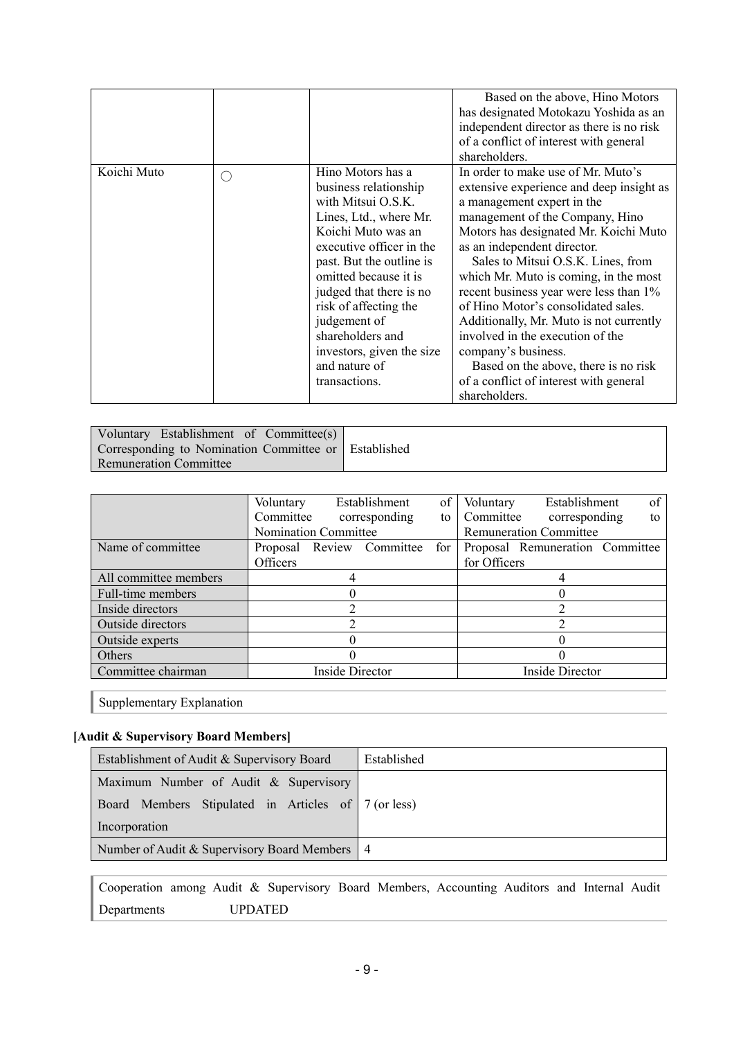| | | | |
|---|---|---|---|
| | | | Based on the above, Hino Motors has designated Motokazu Yoshida as an independent director as there is no risk of a conflict of interest with general shareholders. |
| Koichi Muto | ○ | Hino Motors has a business relationship with Mitsui O.S.K. Lines, Ltd., where Mr. Koichi Muto was an executive officer in the past. But the outline is omitted because it is judged that there is no risk of affecting the judgement of shareholders and investors, given the size and nature of transactions. | In order to make use of Mr. Muto's extensive experience and deep insight as a management expert in the management of the Company, Hino Motors has designated Mr. Koichi Muto as an independent director.<br>Sales to Mitsui O.S.K. Lines, from which Mr. Muto is coming, in the most recent business year were less than 1% of Hino Motor's consolidated sales. Additionally, Mr. Muto is not currently involved in the execution of the company's business.<br>Based on the above, there is no risk of a conflict of interest with general shareholders. |

| Voluntary Establishment of Committee(s) Corresponding to Nomination Committee or Remuneration Committee | Established |
|---|---|

| | Voluntary Establishment of Committee corresponding to Nomination Committee | Voluntary Establishment of Committee corresponding to Remuneration Committee |
|---|---|---|
| Name of committee | Proposal Review Committee for Officers | Proposal Remuneration Committee for Officers |
| All committee members | 4 | 4 |
| Full-time members | 0 | 0 |
| Inside directors | 2 | 2 |
| Outside directors | 2 | 2 |
| Outside experts | 0 | 0 |
| Others | 0 | 0 |
| Committee chairman | Inside Director | Inside Director |

Supplementary Explanation

**[Audit & Supervisory Board Members]**

| Establishment of Audit & Supervisory Board | Established |
|---|---|
| Maximum Number of Audit & Supervisory Board Members Stipulated in Articles of Incorporation | 7 (or less) |
| Number of Audit & Supervisory Board Members | 4 |

Cooperation among Audit & Supervisory Board Members, Accounting Auditors and Internal Audit Departments UPDATED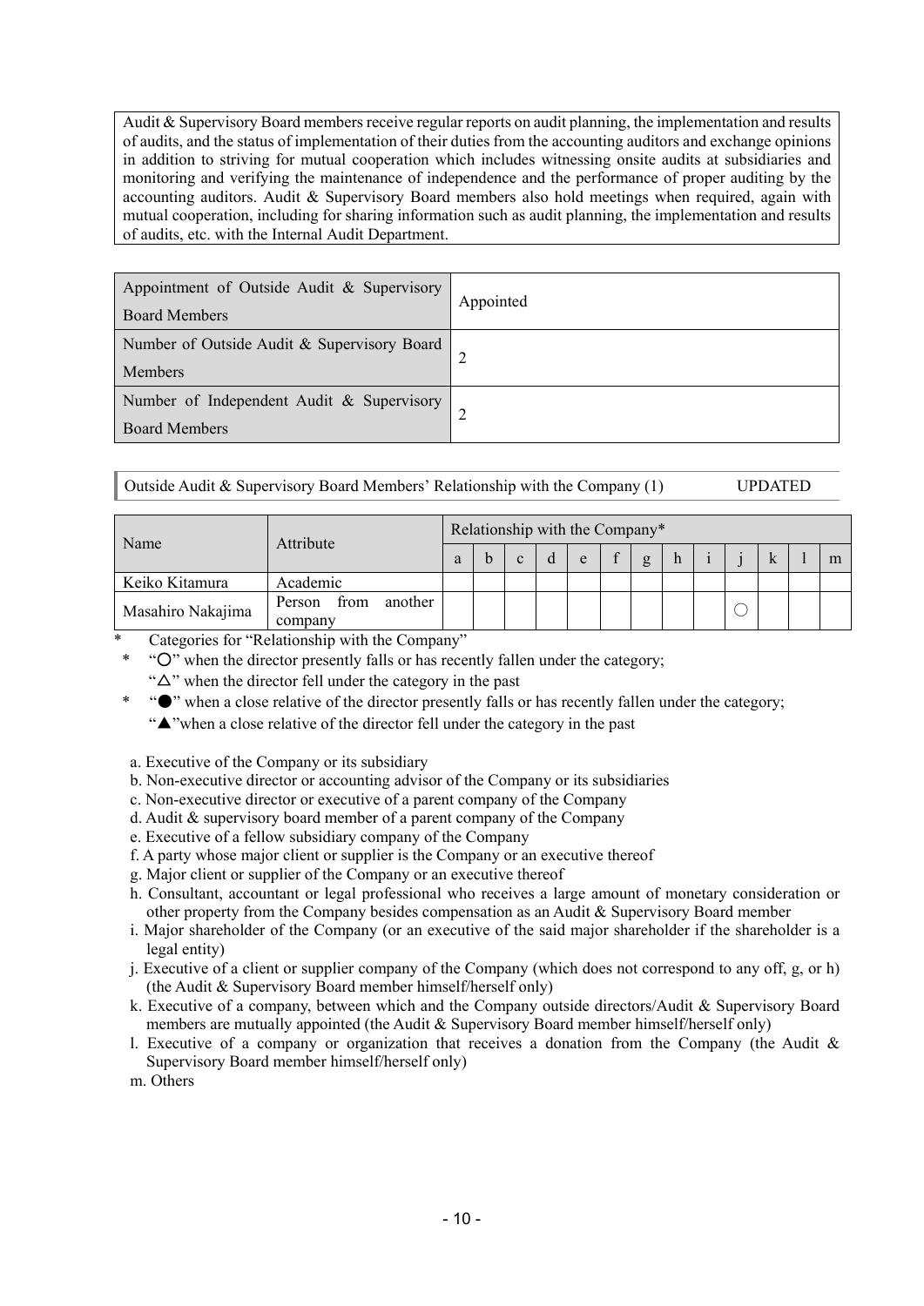| Audit & Supervisory Board members receive regular reports on audit planning, the implementation and results of audits, and the status of implementation of their duties from the accounting auditors and exchange opinions in addition to striving for mutual cooperation which includes witnessing onsite audits at subsidiaries and monitoring and verifying the maintenance of independence and the performance of proper auditing by the accounting auditors. Audit & Supervisory Board members also hold meetings when required, again with mutual cooperation, including for sharing information such as audit planning, the implementation and results of audits, etc. with the Internal Audit Department. |
|---|

| Appointment of Outside Audit & Supervisory Board Members | Appointed |
|---|---|
| Number of Outside Audit & Supervisory Board Members | 2 |
| Number of Independent Audit & Supervisory Board Members | 2 |

Outside Audit & Supervisory Board Members' Relationship with the Company (1) UPDATED

| Name | Attribute | Relationship with the Company* | | | | | | | | | | | | |
|---|---|---|---|---|---|---|---|---|---|---|---|---|---|---|
| | | a | b | c | d | e | f | g | h | i | j | k | l | m |
| Keiko Kitamura | Academic | | | | | | | | | | | | | |
| Masahiro Nakajima | Person from another company | | | | | | | | | | ○ | | | |

\* Categories for "Relationship with the Company"

\* "○" when the director presently falls or has recently fallen under the category;
"△" when the director fell under the category in the past

\* "●" when a close relative of the director presently falls or has recently fallen under the category;
"▲"when a close relative of the director fell under the category in the past

a. Executive of the Company or its subsidiary
b. Non-executive director or accounting advisor of the Company or its subsidiaries
c. Non-executive director or executive of a parent company of the Company
d. Audit & supervisory board member of a parent company of the Company
e. Executive of a fellow subsidiary company of the Company
f. A party whose major client or supplier is the Company or an executive thereof
g. Major client or supplier of the Company or an executive thereof
h. Consultant, accountant or legal professional who receives a large amount of monetary consideration or other property from the Company besides compensation as an Audit & Supervisory Board member
i. Major shareholder of the Company (or an executive of the said major shareholder if the shareholder is a legal entity)
j. Executive of a client or supplier company of the Company (which does not correspond to any off, g, or h) (the Audit & Supervisory Board member himself/herself only)
k. Executive of a company, between which and the Company outside directors/Audit & Supervisory Board members are mutually appointed (the Audit & Supervisory Board member himself/herself only)
l. Executive of a company or organization that receives a donation from the Company (the Audit & Supervisory Board member himself/herself only)
m. Others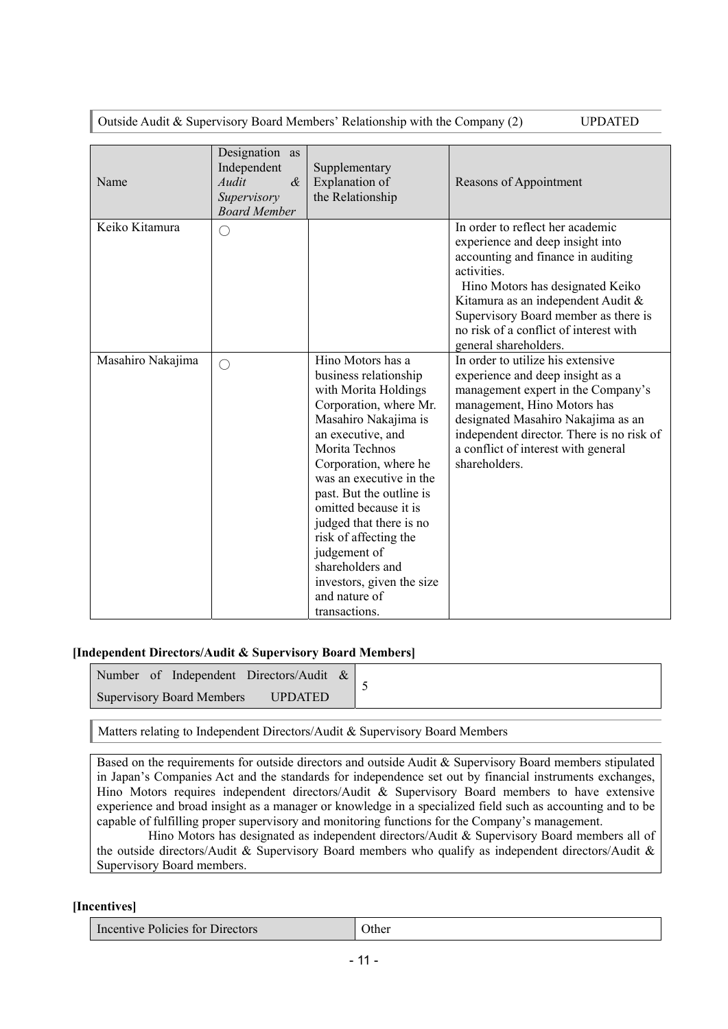Outside Audit & Supervisory Board Members' Relationship with the Company (2) UPDATED

| Name | Designation as Independent *Audit & Supervisory Board Member* | Supplementary Explanation of the Relationship | Reasons of Appointment |
|---|---|---|---|
| Keiko Kitamura | ○ | | In order to reflect her academic experience and deep insight into accounting and finance in auditing activities. Hino Motors has designated Keiko Kitamura as an independent Audit & Supervisory Board member as there is no risk of a conflict of interest with general shareholders. |
| Masahiro Nakajima | ○ | Hino Motors has a business relationship with Morita Holdings Corporation, where Mr. Masahiro Nakajima is an executive, and Morita Technos Corporation, where he was an executive in the past. But the outline is omitted because it is judged that there is no risk of affecting the judgement of shareholders and investors, given the size and nature of transactions. | In order to utilize his extensive experience and deep insight as a management expert in the Company's management, Hino Motors has designated Masahiro Nakajima as an independent director. There is no risk of a conflict of interest with general shareholders. |

**[Independent Directors/Audit & Supervisory Board Members]**

| Number of Independent Directors/Audit & Supervisory Board Members UPDATED | 5 |
|---|---|

Matters relating to Independent Directors/Audit & Supervisory Board Members

Based on the requirements for outside directors and outside Audit & Supervisory Board members stipulated in Japan's Companies Act and the standards for independence set out by financial instruments exchanges, Hino Motors requires independent directors/Audit & Supervisory Board members to have extensive experience and broad insight as a manager or knowledge in a specialized field such as accounting and to be capable of fulfilling proper supervisory and monitoring functions for the Company's management.

Hino Motors has designated as independent directors/Audit & Supervisory Board members all of the outside directors/Audit & Supervisory Board members who qualify as independent directors/Audit & Supervisory Board members.

**[Incentives]**

| Incentive Policies for Directors | Other |
|---|---|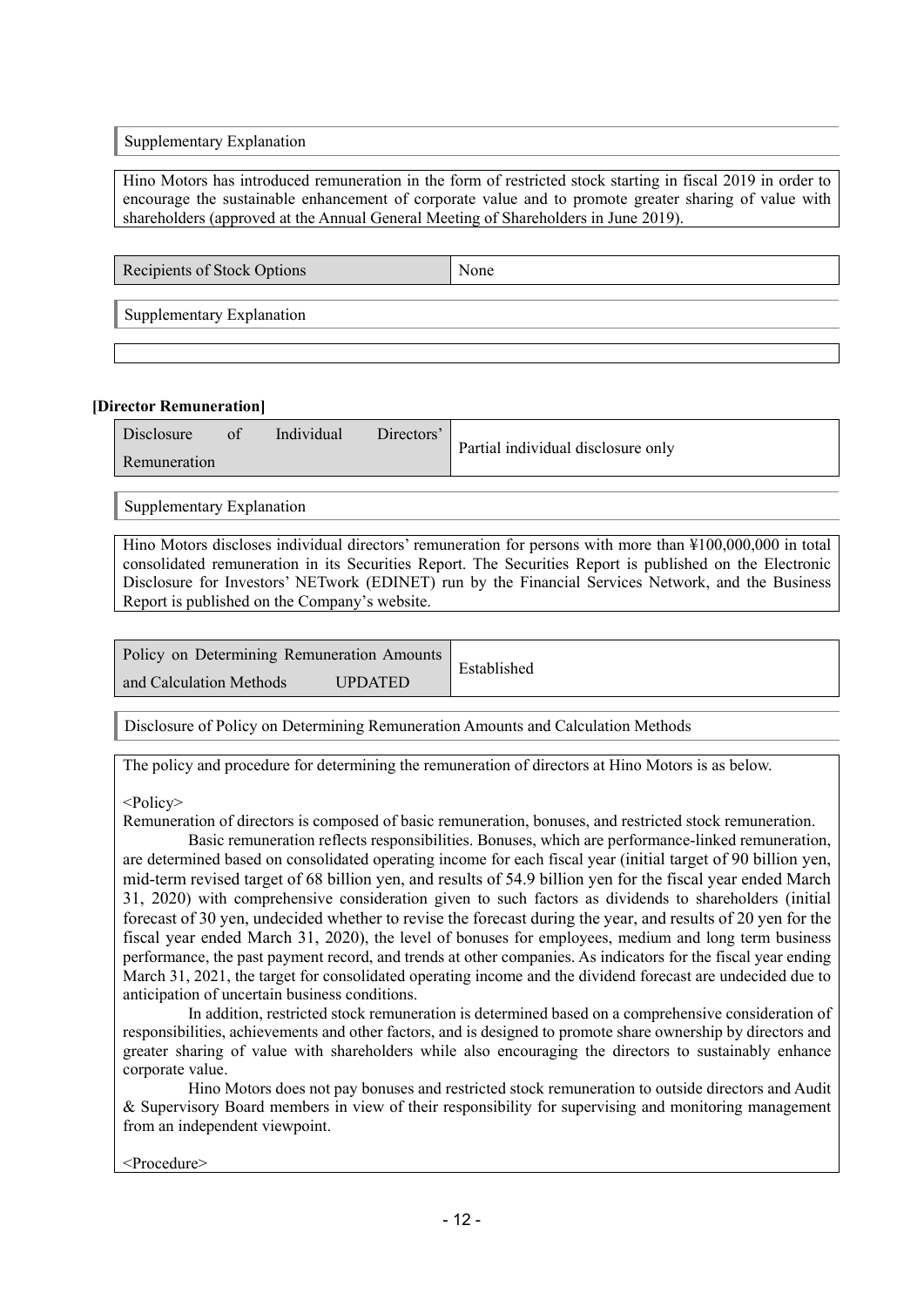Supplementary Explanation

Hino Motors has introduced remuneration in the form of restricted stock starting in fiscal 2019 in order to encourage the sustainable enhancement of corporate value and to promote greater sharing of value with shareholders (approved at the Annual General Meeting of Shareholders in June 2019).

| Recipients of Stock Options | None |
|---|---|

Supplementary Explanation

**[Director Remuneration]**

| Disclosure of Individual Directors' Remuneration | Partial individual disclosure only |
|---|---|

Supplementary Explanation

Hino Motors discloses individual directors' remuneration for persons with more than ¥100,000,000 in total consolidated remuneration in its Securities Report. The Securities Report is published on the Electronic Disclosure for Investors' NETwork (EDINET) run by the Financial Services Network, and the Business Report is published on the Company's website.

| Policy on Determining Remuneration Amounts and Calculation Methods UPDATED | Established |
|---|---|

Disclosure of Policy on Determining Remuneration Amounts and Calculation Methods

The policy and procedure for determining the remuneration of directors at Hino Motors is as below.

<Policy>

Remuneration of directors is composed of basic remuneration, bonuses, and restricted stock remuneration.

Basic remuneration reflects responsibilities. Bonuses, which are performance-linked remuneration, are determined based on consolidated operating income for each fiscal year (initial target of 90 billion yen, mid-term revised target of 68 billion yen, and results of 54.9 billion yen for the fiscal year ended March 31, 2020) with comprehensive consideration given to such factors as dividends to shareholders (initial forecast of 30 yen, undecided whether to revise the forecast during the year, and results of 20 yen for the fiscal year ended March 31, 2020), the level of bonuses for employees, medium and long term business performance, the past payment record, and trends at other companies. As indicators for the fiscal year ending March 31, 2021, the target for consolidated operating income and the dividend forecast are undecided due to anticipation of uncertain business conditions.

In addition, restricted stock remuneration is determined based on a comprehensive consideration of responsibilities, achievements and other factors, and is designed to promote share ownership by directors and greater sharing of value with shareholders while also encouraging the directors to sustainably enhance corporate value.

Hino Motors does not pay bonuses and restricted stock remuneration to outside directors and Audit & Supervisory Board members in view of their responsibility for supervising and monitoring management from an independent viewpoint.

<Procedure>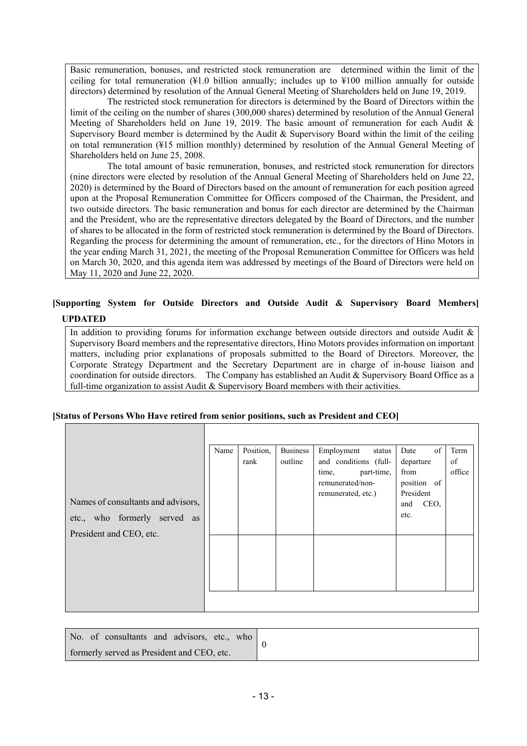Basic remuneration, bonuses, and restricted stock remuneration are determined within the limit of the ceiling for total remuneration (¥1.0 billion annually; includes up to ¥100 million annually for outside directors) determined by resolution of the Annual General Meeting of Shareholders held on June 19, 2019.

The restricted stock remuneration for directors is determined by the Board of Directors within the limit of the ceiling on the number of shares (300,000 shares) determined by resolution of the Annual General Meeting of Shareholders held on June 19, 2019. The basic amount of remuneration for each Audit & Supervisory Board member is determined by the Audit & Supervisory Board within the limit of the ceiling on total remuneration (¥15 million monthly) determined by resolution of the Annual General Meeting of Shareholders held on June 25, 2008.

The total amount of basic remuneration, bonuses, and restricted stock remuneration for directors (nine directors were elected by resolution of the Annual General Meeting of Shareholders held on June 22, 2020) is determined by the Board of Directors based on the amount of remuneration for each position agreed upon at the Proposal Remuneration Committee for Officers composed of the Chairman, the President, and two outside directors. The basic remuneration and bonus for each director are determined by the Chairman and the President, who are the representative directors delegated by the Board of Directors, and the number of shares to be allocated in the form of restricted stock remuneration is determined by the Board of Directors. Regarding the process for determining the amount of remuneration, etc., for the directors of Hino Motors in the year ending March 31, 2021, the meeting of the Proposal Remuneration Committee for Officers was held on March 30, 2020, and this agenda item was addressed by meetings of the Board of Directors were held on May 11, 2020 and June 22, 2020.

**[Supporting System for Outside Directors and Outside Audit & Supervisory Board Members]**

**UPDATED**

In addition to providing forums for information exchange between outside directors and outside Audit & Supervisory Board members and the representative directors, Hino Motors provides information on important matters, including prior explanations of proposals submitted to the Board of Directors. Moreover, the Corporate Strategy Department and the Secretary Department are in charge of in-house liaison and coordination for outside directors. The Company has established an Audit & Supervisory Board Office as a full-time organization to assist Audit & Supervisory Board members with their activities.

**[Status of Persons Who Have retired from senior positions, such as President and CEO]**

Names of consultants and advisors, etc., who formerly served as President and CEO, etc.

| Name | Position, rank | Business outline | Employment status and conditions (full-time, part-time, remunerated/non-remunerated, etc.) | Date of departure from position of President and CEO, etc. | Term of office |
|---|---|---|---|---|---|
| | | | | | |

| No. of consultants and advisors, etc., who formerly served as President and CEO, etc. | 0 |
|---|---|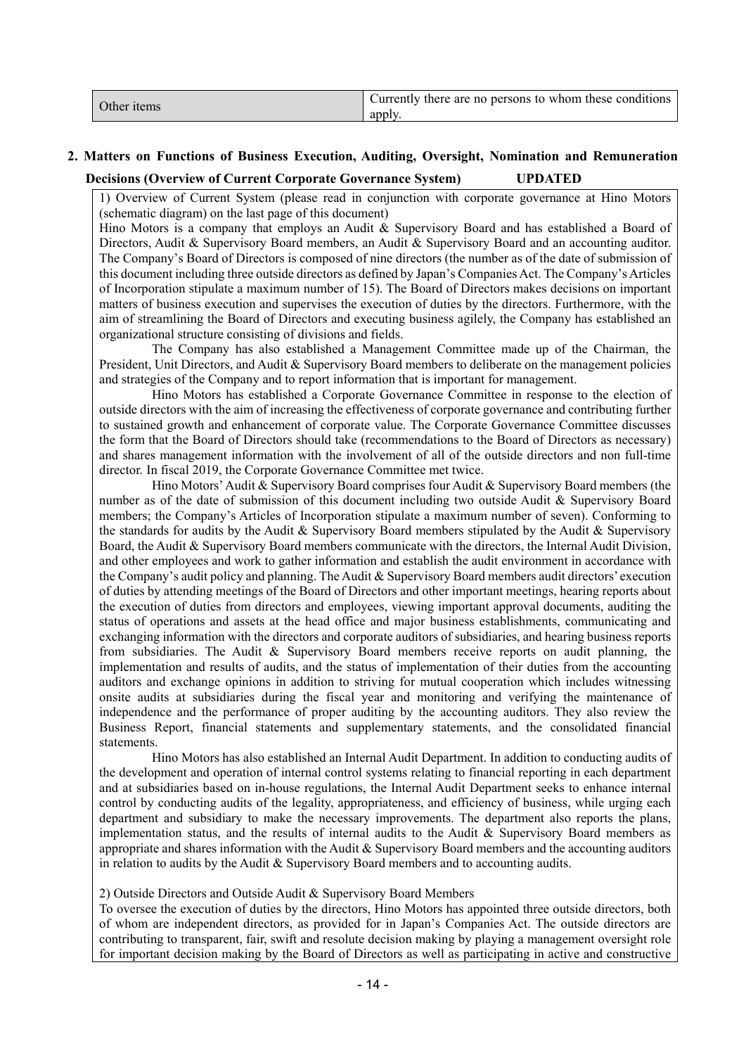| Other items | Currently there are no persons to whom these conditions apply. |
|---|---|

## 2. Matters on Functions of Business Execution, Auditing, Oversight, Nomination and Remuneration Decisions (Overview of Current Corporate Governance System) UPDATED

1) Overview of Current System (please read in conjunction with corporate governance at Hino Motors (schematic diagram) on the last page of this document)

Hino Motors is a company that employs an Audit & Supervisory Board and has established a Board of Directors, Audit & Supervisory Board members, an Audit & Supervisory Board and an accounting auditor. The Company's Board of Directors is composed of nine directors (the number as of the date of submission of this document including three outside directors as defined by Japan's Companies Act. The Company's Articles of Incorporation stipulate a maximum number of 15). The Board of Directors makes decisions on important matters of business execution and supervises the execution of duties by the directors. Furthermore, with the aim of streamlining the Board of Directors and executing business agilely, the Company has established an organizational structure consisting of divisions and fields.

The Company has also established a Management Committee made up of the Chairman, the President, Unit Directors, and Audit & Supervisory Board members to deliberate on the management policies and strategies of the Company and to report information that is important for management.

Hino Motors has established a Corporate Governance Committee in response to the election of outside directors with the aim of increasing the effectiveness of corporate governance and contributing further to sustained growth and enhancement of corporate value. The Corporate Governance Committee discusses the form that the Board of Directors should take (recommendations to the Board of Directors as necessary) and shares management information with the involvement of all of the outside directors and non full-time director. In fiscal 2019, the Corporate Governance Committee met twice.

Hino Motors' Audit & Supervisory Board comprises four Audit & Supervisory Board members (the number as of the date of submission of this document including two outside Audit & Supervisory Board members; the Company's Articles of Incorporation stipulate a maximum number of seven). Conforming to the standards for audits by the Audit & Supervisory Board members stipulated by the Audit & Supervisory Board, the Audit & Supervisory Board members communicate with the directors, the Internal Audit Division, and other employees and work to gather information and establish the audit environment in accordance with the Company's audit policy and planning. The Audit & Supervisory Board members audit directors' execution of duties by attending meetings of the Board of Directors and other important meetings, hearing reports about the execution of duties from directors and employees, viewing important approval documents, auditing the status of operations and assets at the head office and major business establishments, communicating and exchanging information with the directors and corporate auditors of subsidiaries, and hearing business reports from subsidiaries. The Audit & Supervisory Board members receive reports on audit planning, the implementation and results of audits, and the status of implementation of their duties from the accounting auditors and exchange opinions in addition to striving for mutual cooperation which includes witnessing onsite audits at subsidiaries during the fiscal year and monitoring and verifying the maintenance of independence and the performance of proper auditing by the accounting auditors. They also review the Business Report, financial statements and supplementary statements, and the consolidated financial statements.

Hino Motors has also established an Internal Audit Department. In addition to conducting audits of the development and operation of internal control systems relating to financial reporting in each department and at subsidiaries based on in-house regulations, the Internal Audit Department seeks to enhance internal control by conducting audits of the legality, appropriateness, and efficiency of business, while urging each department and subsidiary to make the necessary improvements. The department also reports the plans, implementation status, and the results of internal audits to the Audit & Supervisory Board members as appropriate and shares information with the Audit & Supervisory Board members and the accounting auditors in relation to audits by the Audit & Supervisory Board members and to accounting audits.

2) Outside Directors and Outside Audit & Supervisory Board Members

To oversee the execution of duties by the directors, Hino Motors has appointed three outside directors, both of whom are independent directors, as provided for in Japan's Companies Act. The outside directors are contributing to transparent, fair, swift and resolute decision making by playing a management oversight role for important decision making by the Board of Directors as well as participating in active and constructive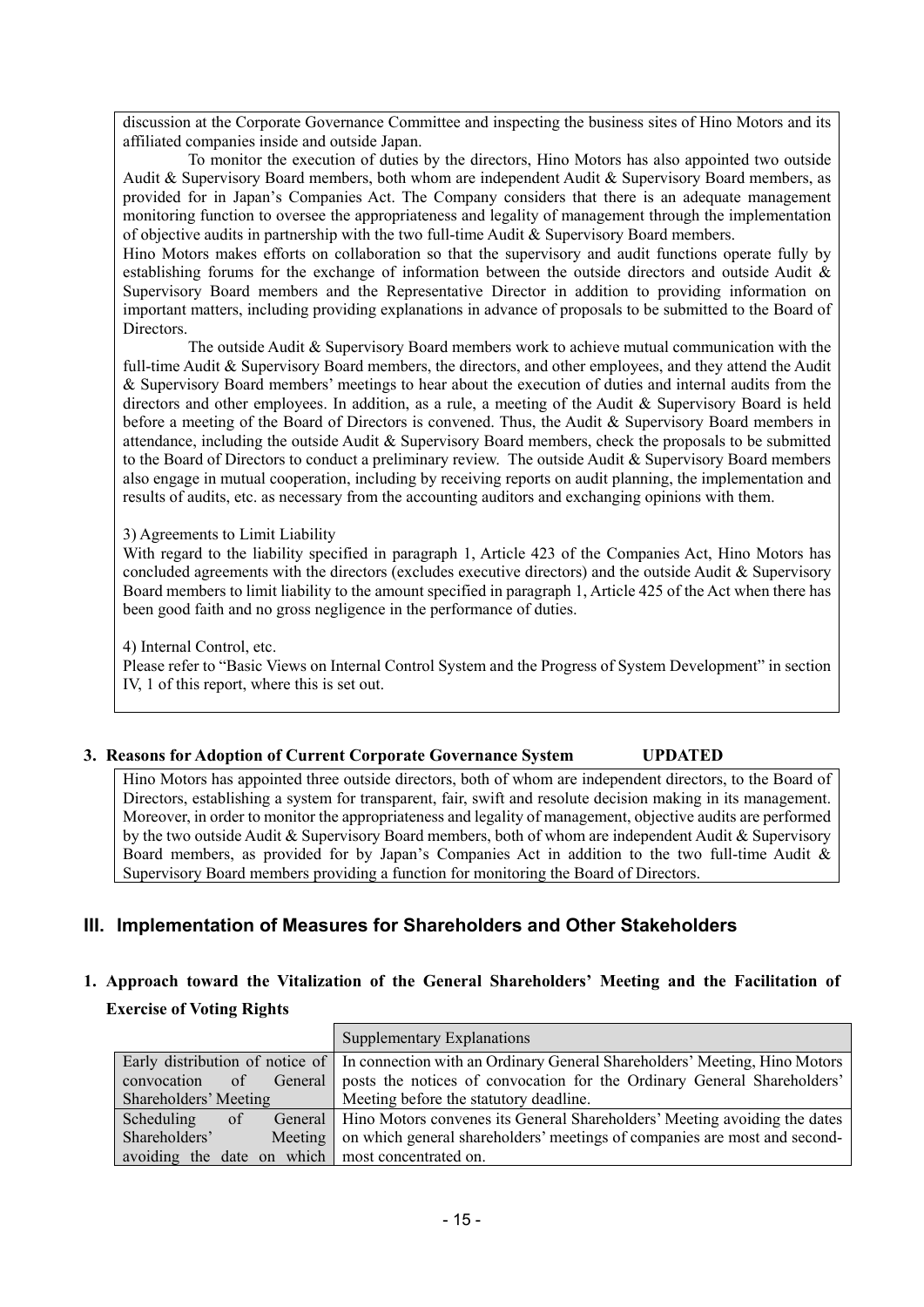discussion at the Corporate Governance Committee and inspecting the business sites of Hino Motors and its affiliated companies inside and outside Japan.

To monitor the execution of duties by the directors, Hino Motors has also appointed two outside Audit & Supervisory Board members, both whom are independent Audit & Supervisory Board members, as provided for in Japan's Companies Act. The Company considers that there is an adequate management monitoring function to oversee the appropriateness and legality of management through the implementation of objective audits in partnership with the two full-time Audit & Supervisory Board members.

Hino Motors makes efforts on collaboration so that the supervisory and audit functions operate fully by establishing forums for the exchange of information between the outside directors and outside Audit & Supervisory Board members and the Representative Director in addition to providing information on important matters, including providing explanations in advance of proposals to be submitted to the Board of Directors.

The outside Audit & Supervisory Board members work to achieve mutual communication with the full-time Audit & Supervisory Board members, the directors, and other employees, and they attend the Audit & Supervisory Board members' meetings to hear about the execution of duties and internal audits from the directors and other employees. In addition, as a rule, a meeting of the Audit & Supervisory Board is held before a meeting of the Board of Directors is convened. Thus, the Audit & Supervisory Board members in attendance, including the outside Audit & Supervisory Board members, check the proposals to be submitted to the Board of Directors to conduct a preliminary review. The outside Audit & Supervisory Board members also engage in mutual cooperation, including by receiving reports on audit planning, the implementation and results of audits, etc. as necessary from the accounting auditors and exchanging opinions with them.

3) Agreements to Limit Liability

With regard to the liability specified in paragraph 1, Article 423 of the Companies Act, Hino Motors has concluded agreements with the directors (excludes executive directors) and the outside Audit & Supervisory Board members to limit liability to the amount specified in paragraph 1, Article 425 of the Act when there has been good faith and no gross negligence in the performance of duties.

4) Internal Control, etc.

Please refer to "Basic Views on Internal Control System and the Progress of System Development" in section IV, 1 of this report, where this is set out.

### 3. Reasons for Adoption of Current Corporate Governance System UPDATED

Hino Motors has appointed three outside directors, both of whom are independent directors, to the Board of Directors, establishing a system for transparent, fair, swift and resolute decision making in its management. Moreover, in order to monitor the appropriateness and legality of management, objective audits are performed by the two outside Audit & Supervisory Board members, both of whom are independent Audit & Supervisory Board members, as provided for by Japan's Companies Act in addition to the two full-time Audit & Supervisory Board members providing a function for monitoring the Board of Directors.

## III. Implementation of Measures for Shareholders and Other Stakeholders

### 1. Approach toward the Vitalization of the General Shareholders' Meeting and the Facilitation of Exercise of Voting Rights

| | Supplementary Explanations |
|---|---|
| Early distribution of notice of convocation of General Shareholders' Meeting | In connection with an Ordinary General Shareholders' Meeting, Hino Motors posts the notices of convocation for the Ordinary General Shareholders' Meeting before the statutory deadline. |
| Scheduling of General Shareholders' Meeting avoiding the date on which | Hino Motors convenes its General Shareholders' Meeting avoiding the dates on which general shareholders' meetings of companies are most and second-most concentrated on. |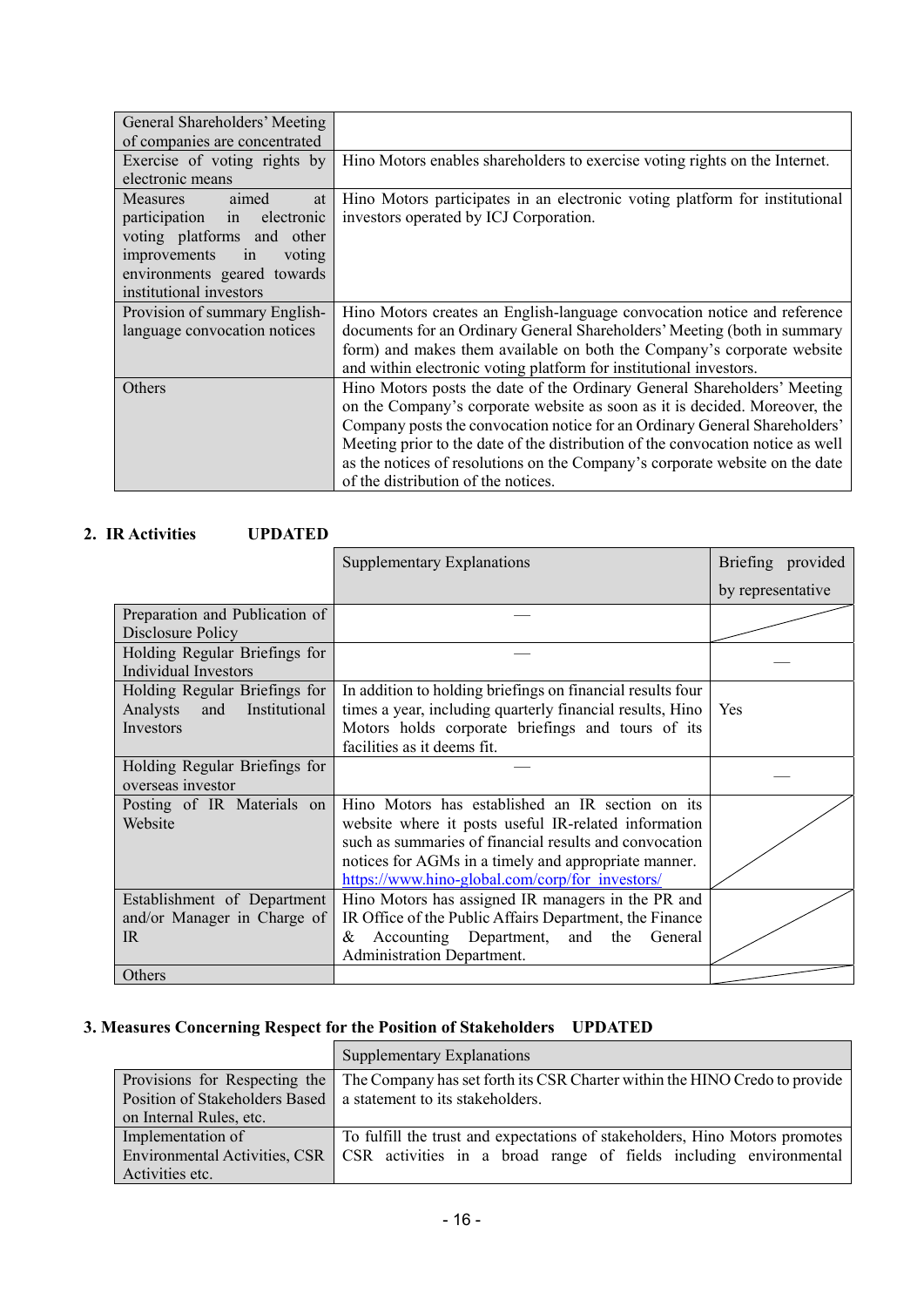| | |
|---|---|
| General Shareholders' Meeting of companies are concentrated | |
| Exercise of voting rights by electronic means | Hino Motors enables shareholders to exercise voting rights on the Internet. |
| Measures aimed at participation in electronic voting platforms and other improvements in voting environments geared towards institutional investors | Hino Motors participates in an electronic voting platform for institutional investors operated by ICJ Corporation. |
| Provision of summary English-language convocation notices | Hino Motors creates an English-language convocation notice and reference documents for an Ordinary General Shareholders' Meeting (both in summary form) and makes them available on both the Company's corporate website and within electronic voting platform for institutional investors. |
| Others | Hino Motors posts the date of the Ordinary General Shareholders' Meeting on the Company's corporate website as soon as it is decided. Moreover, the Company posts the convocation notice for an Ordinary General Shareholders' Meeting prior to the date of the distribution of the convocation notice as well as the notices of resolutions on the Company's corporate website on the date of the distribution of the notices. |

### 2. IR Activities UPDATED

| | Supplementary Explanations | Briefing provided by representative |
|---|---|---|
| Preparation and Publication of Disclosure Policy | — | |
| Holding Regular Briefings for Individual Investors | — | — |
| Holding Regular Briefings for Analysts and Institutional Investors | In addition to holding briefings on financial results four times a year, including quarterly financial results, Hino Motors holds corporate briefings and tours of its facilities as it deems fit. | Yes |
| Holding Regular Briefings for overseas investor | — | — |
| Posting of IR Materials on Website | Hino Motors has established an IR section on its website where it posts useful IR-related information such as summaries of financial results and convocation notices for AGMs in a timely and appropriate manner. https://www.hino-global.com/corp/for_investors/ | |
| Establishment of Department and/or Manager in Charge of IR | Hino Motors has assigned IR managers in the PR and IR Office of the Public Affairs Department, the Finance & Accounting Department, and the General Administration Department. | |
| Others | | |

### 3. Measures Concerning Respect for the Position of Stakeholders UPDATED

| | Supplementary Explanations |
|---|---|
| Provisions for Respecting the Position of Stakeholders Based on Internal Rules, etc. | The Company has set forth its CSR Charter within the HINO Credo to provide a statement to its stakeholders. |
| Implementation of Environmental Activities, CSR Activities etc. | To fulfill the trust and expectations of stakeholders, Hino Motors promotes CSR activities in a broad range of fields including environmental |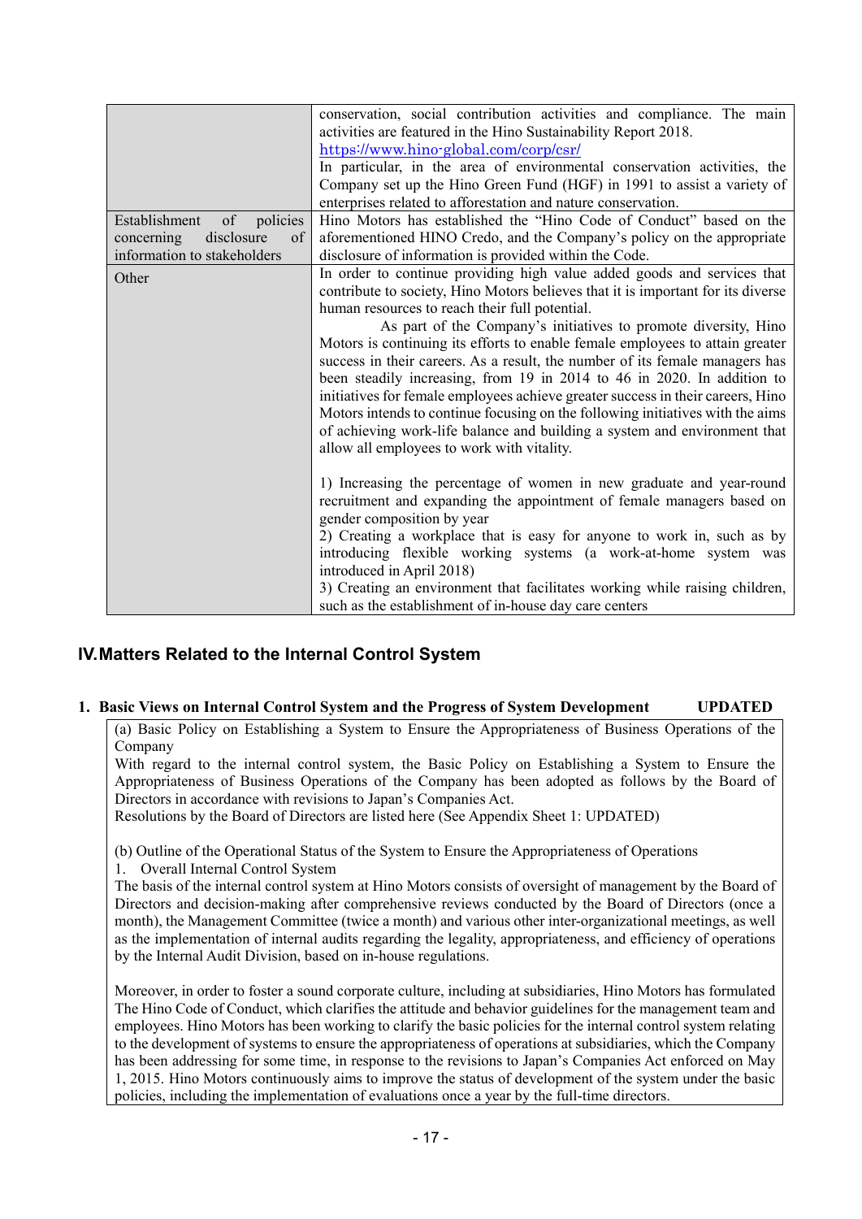| | |
|---|---|
| | conservation, social contribution activities and compliance. The main activities are featured in the Hino Sustainability Report 2018. https://www.hino-global.com/corp/csr/ In particular, in the area of environmental conservation activities, the Company set up the Hino Green Fund (HGF) in 1991 to assist a variety of enterprises related to afforestation and nature conservation. |
| Establishment of policies concerning disclosure of information to stakeholders | Hino Motors has established the "Hino Code of Conduct" based on the aforementioned HINO Credo, and the Company's policy on the appropriate disclosure of information is provided within the Code. |
| Other | In order to continue providing high value added goods and services that contribute to society, Hino Motors believes that it is important for its diverse human resources to reach their full potential. As part of the Company's initiatives to promote diversity, Hino Motors is continuing its efforts to enable female employees to attain greater success in their careers. As a result, the number of its female managers has been steadily increasing, from 19 in 2014 to 46 in 2020. In addition to initiatives for female employees achieve greater success in their careers, Hino Motors intends to continue focusing on the following initiatives with the aims of achieving work-life balance and building a system and environment that allow all employees to work with vitality.<br><br>1) Increasing the percentage of women in new graduate and year-round recruitment and expanding the appointment of female managers based on gender composition by year<br>2) Creating a workplace that is easy for anyone to work in, such as by introducing flexible working systems (a work-at-home system was introduced in April 2018)<br>3) Creating an environment that facilitates working while raising children, such as the establishment of in-house day care centers |

## IV. Matters Related to the Internal Control System

### 1. Basic Views on Internal Control System and the Progress of System Development UPDATED

(a) Basic Policy on Establishing a System to Ensure the Appropriateness of Business Operations of the Company

With regard to the internal control system, the Basic Policy on Establishing a System to Ensure the Appropriateness of Business Operations of the Company has been adopted as follows by the Board of Directors in accordance with revisions to Japan's Companies Act.

Resolutions by the Board of Directors are listed here (See Appendix Sheet 1: UPDATED)

(b) Outline of the Operational Status of the System to Ensure the Appropriateness of Operations

1. Overall Internal Control System

The basis of the internal control system at Hino Motors consists of oversight of management by the Board of Directors and decision-making after comprehensive reviews conducted by the Board of Directors (once a month), the Management Committee (twice a month) and various other inter-organizational meetings, as well as the implementation of internal audits regarding the legality, appropriateness, and efficiency of operations by the Internal Audit Division, based on in-house regulations.

Moreover, in order to foster a sound corporate culture, including at subsidiaries, Hino Motors has formulated The Hino Code of Conduct, which clarifies the attitude and behavior guidelines for the management team and employees. Hino Motors has been working to clarify the basic policies for the internal control system relating to the development of systems to ensure the appropriateness of operations at subsidiaries, which the Company has been addressing for some time, in response to the revisions to Japan's Companies Act enforced on May 1, 2015. Hino Motors continuously aims to improve the status of development of the system under the basic policies, including the implementation of evaluations once a year by the full-time directors.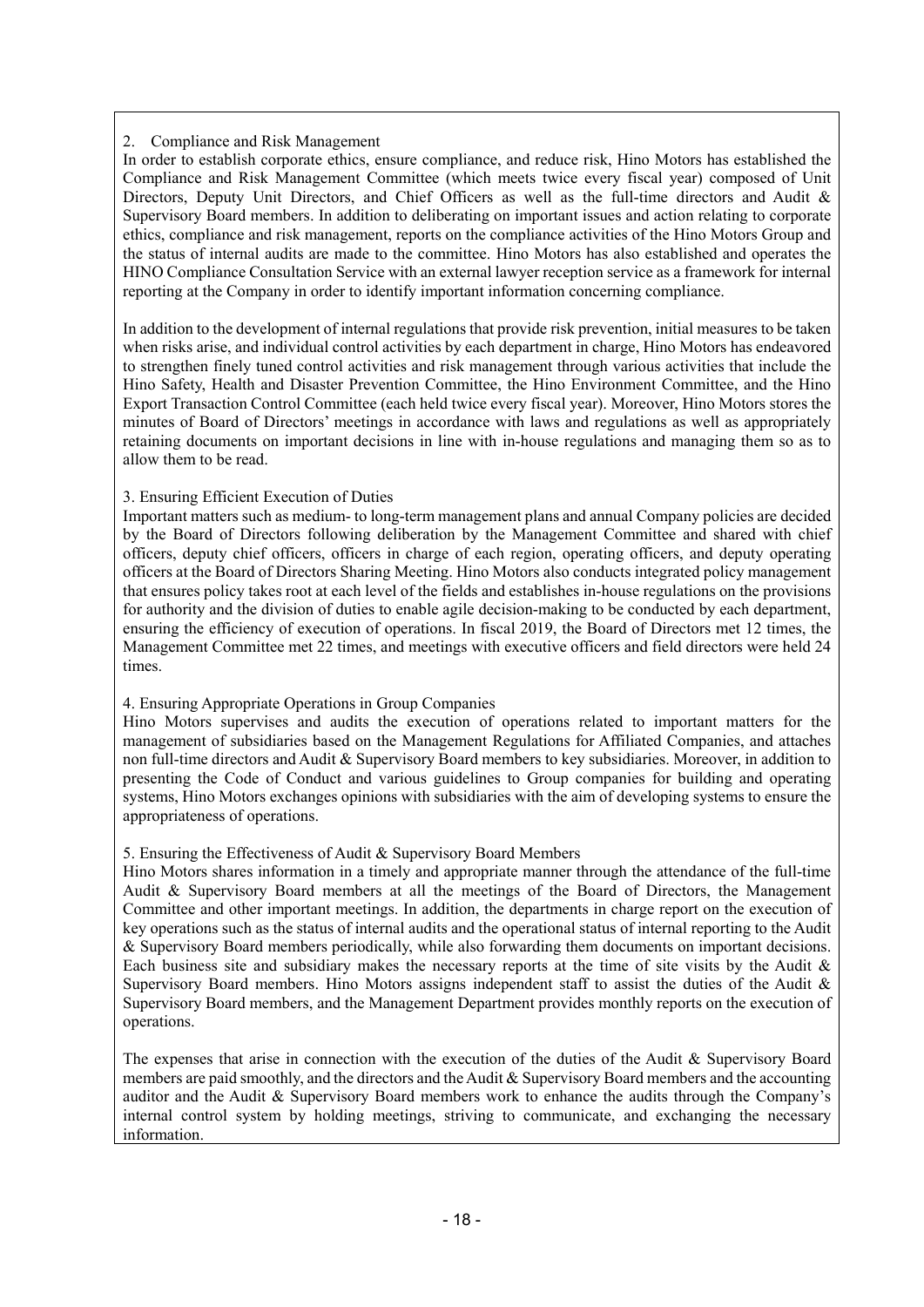2. Compliance and Risk Management

In order to establish corporate ethics, ensure compliance, and reduce risk, Hino Motors has established the Compliance and Risk Management Committee (which meets twice every fiscal year) composed of Unit Directors, Deputy Unit Directors, and Chief Officers as well as the full-time directors and Audit & Supervisory Board members. In addition to deliberating on important issues and action relating to corporate ethics, compliance and risk management, reports on the compliance activities of the Hino Motors Group and the status of internal audits are made to the committee. Hino Motors has also established and operates the HINO Compliance Consultation Service with an external lawyer reception service as a framework for internal reporting at the Company in order to identify important information concerning compliance.

In addition to the development of internal regulations that provide risk prevention, initial measures to be taken when risks arise, and individual control activities by each department in charge, Hino Motors has endeavored to strengthen finely tuned control activities and risk management through various activities that include the Hino Safety, Health and Disaster Prevention Committee, the Hino Environment Committee, and the Hino Export Transaction Control Committee (each held twice every fiscal year). Moreover, Hino Motors stores the minutes of Board of Directors' meetings in accordance with laws and regulations as well as appropriately retaining documents on important decisions in line with in-house regulations and managing them so as to allow them to be read.

3. Ensuring Efficient Execution of Duties

Important matters such as medium- to long-term management plans and annual Company policies are decided by the Board of Directors following deliberation by the Management Committee and shared with chief officers, deputy chief officers, officers in charge of each region, operating officers, and deputy operating officers at the Board of Directors Sharing Meeting. Hino Motors also conducts integrated policy management that ensures policy takes root at each level of the fields and establishes in-house regulations on the provisions for authority and the division of duties to enable agile decision-making to be conducted by each department, ensuring the efficiency of execution of operations. In fiscal 2019, the Board of Directors met 12 times, the Management Committee met 22 times, and meetings with executive officers and field directors were held 24 times.

4. Ensuring Appropriate Operations in Group Companies

Hino Motors supervises and audits the execution of operations related to important matters for the management of subsidiaries based on the Management Regulations for Affiliated Companies, and attaches non full-time directors and Audit & Supervisory Board members to key subsidiaries. Moreover, in addition to presenting the Code of Conduct and various guidelines to Group companies for building and operating systems, Hino Motors exchanges opinions with subsidiaries with the aim of developing systems to ensure the appropriateness of operations.

5. Ensuring the Effectiveness of Audit & Supervisory Board Members

Hino Motors shares information in a timely and appropriate manner through the attendance of the full-time Audit & Supervisory Board members at all the meetings of the Board of Directors, the Management Committee and other important meetings. In addition, the departments in charge report on the execution of key operations such as the status of internal audits and the operational status of internal reporting to the Audit & Supervisory Board members periodically, while also forwarding them documents on important decisions. Each business site and subsidiary makes the necessary reports at the time of site visits by the Audit & Supervisory Board members. Hino Motors assigns independent staff to assist the duties of the Audit & Supervisory Board members, and the Management Department provides monthly reports on the execution of operations.

The expenses that arise in connection with the execution of the duties of the Audit & Supervisory Board members are paid smoothly, and the directors and the Audit & Supervisory Board members and the accounting auditor and the Audit & Supervisory Board members work to enhance the audits through the Company's internal control system by holding meetings, striving to communicate, and exchanging the necessary information.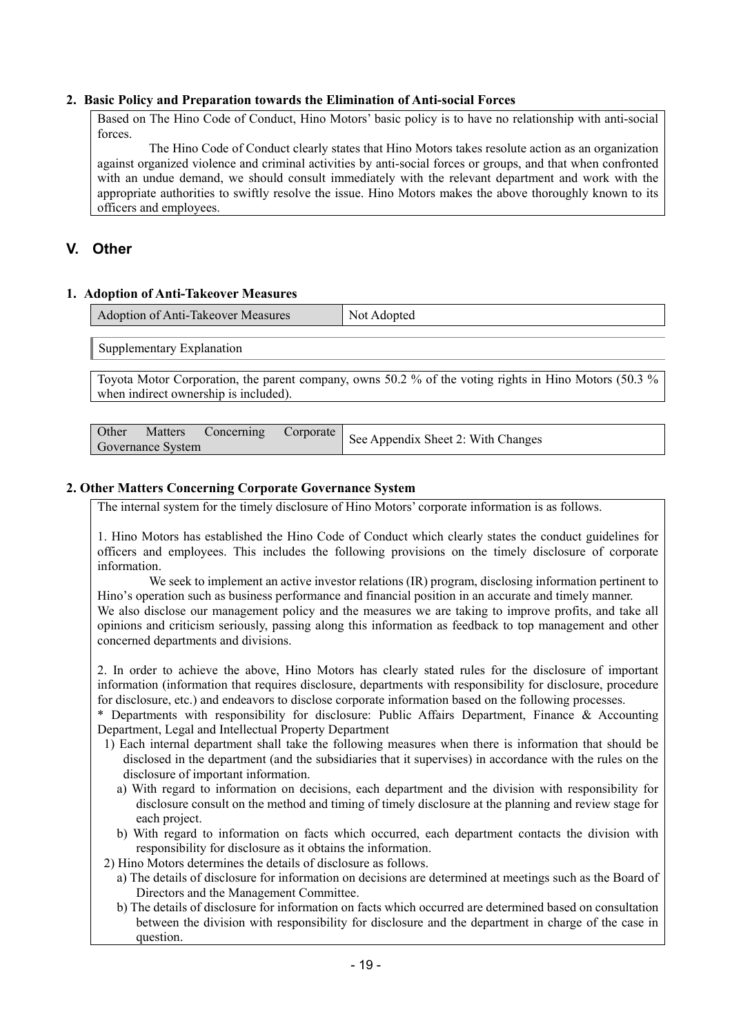### 2. Basic Policy and Preparation towards the Elimination of Anti-social Forces

Based on The Hino Code of Conduct, Hino Motors' basic policy is to have no relationship with anti-social forces.

The Hino Code of Conduct clearly states that Hino Motors takes resolute action as an organization against organized violence and criminal activities by anti-social forces or groups, and that when confronted with an undue demand, we should consult immediately with the relevant department and work with the appropriate authorities to swiftly resolve the issue. Hino Motors makes the above thoroughly known to its officers and employees.

## V. Other

### 1. Adoption of Anti-Takeover Measures

| Adoption of Anti-Takeover Measures | Not Adopted |
|---|---|

Supplementary Explanation

Toyota Motor Corporation, the parent company, owns 50.2 % of the voting rights in Hino Motors (50.3 % when indirect ownership is included).

| Other Matters Concerning Corporate Governance System | See Appendix Sheet 2: With Changes |
|---|---|

### 2. Other Matters Concerning Corporate Governance System

The internal system for the timely disclosure of Hino Motors' corporate information is as follows.

1. Hino Motors has established the Hino Code of Conduct which clearly states the conduct guidelines for officers and employees. This includes the following provisions on the timely disclosure of corporate information.

We seek to implement an active investor relations (IR) program, disclosing information pertinent to Hino's operation such as business performance and financial position in an accurate and timely manner.
We also disclose our management policy and the measures we are taking to improve profits, and take all opinions and criticism seriously, passing along this information as feedback to top management and other concerned departments and divisions.

2. In order to achieve the above, Hino Motors has clearly stated rules for the disclosure of important information (information that requires disclosure, departments with responsibility for disclosure, procedure for disclosure, etc.) and endeavors to disclose corporate information based on the following processes.
\* Departments with responsibility for disclosure: Public Affairs Department, Finance & Accounting Department, Legal and Intellectual Property Department

1) Each internal department shall take the following measures when there is information that should be disclosed in the department (and the subsidiaries that it supervises) in accordance with the rules on the disclosure of important information.
   - a) With regard to information on decisions, each department and the division with responsibility for disclosure consult on the method and timing of timely disclosure at the planning and review stage for each project.
   - b) With regard to information on facts which occurred, each department contacts the division with responsibility for disclosure as it obtains the information.

2) Hino Motors determines the details of disclosure as follows.
   - a) The details of disclosure for information on decisions are determined at meetings such as the Board of Directors and the Management Committee.
   - b) The details of disclosure for information on facts which occurred are determined based on consultation between the division with responsibility for disclosure and the department in charge of the case in question.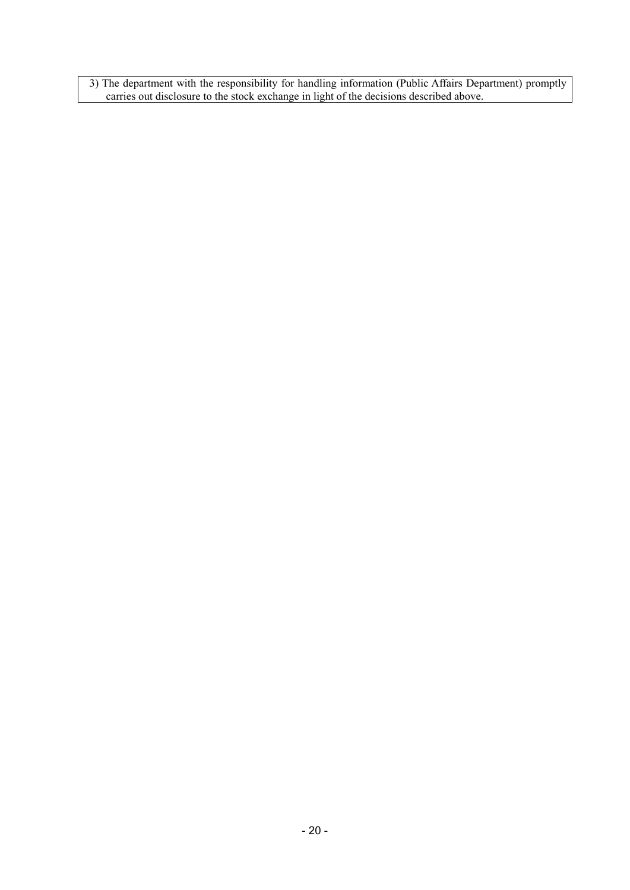3) The department with the responsibility for handling information (Public Affairs Department) promptly carries out disclosure to the stock exchange in light of the decisions described above.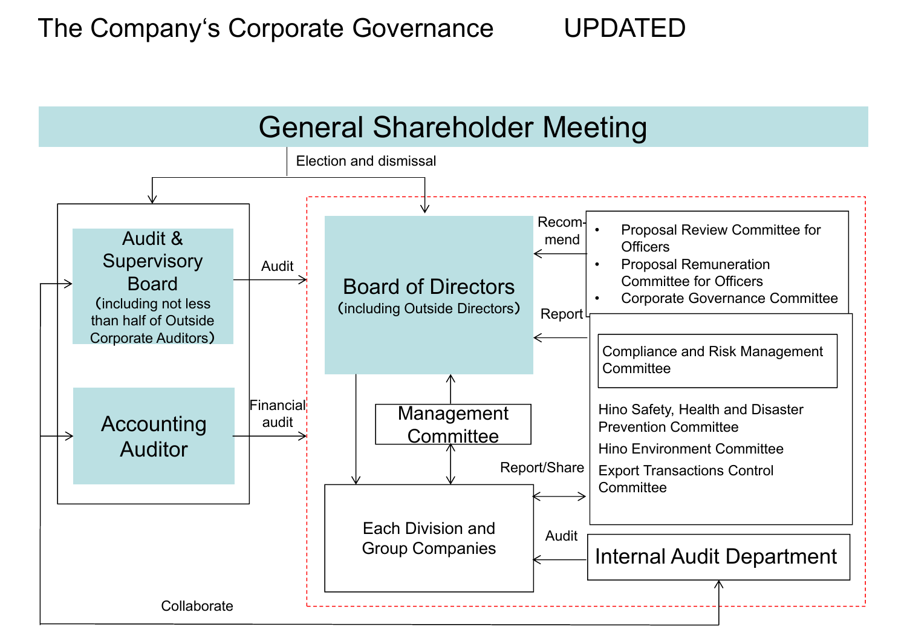# The Company's Corporate Governance UPDATED

General Shareholder Meeting

Election and dismissal

Audit & Supervisory Board
（including not less than half of Outside Corporate Auditors）

Accounting Auditor

Audit

Financial audit

Board of Directors
（including Outside Directors）

Recom-
mend

- Proposal Review Committee for Officers
- Proposal Remuneration Committee for Officers
- Corporate Governance Committee

Report

Compliance and Risk Management Committee

Hino Safety, Health and Disaster Prevention Committee

Hino Environment Committee

Export Transactions Control Committee

Management Committee

Report/Share

Each Division and Group Companies

Audit

Internal Audit Department

Collaborate